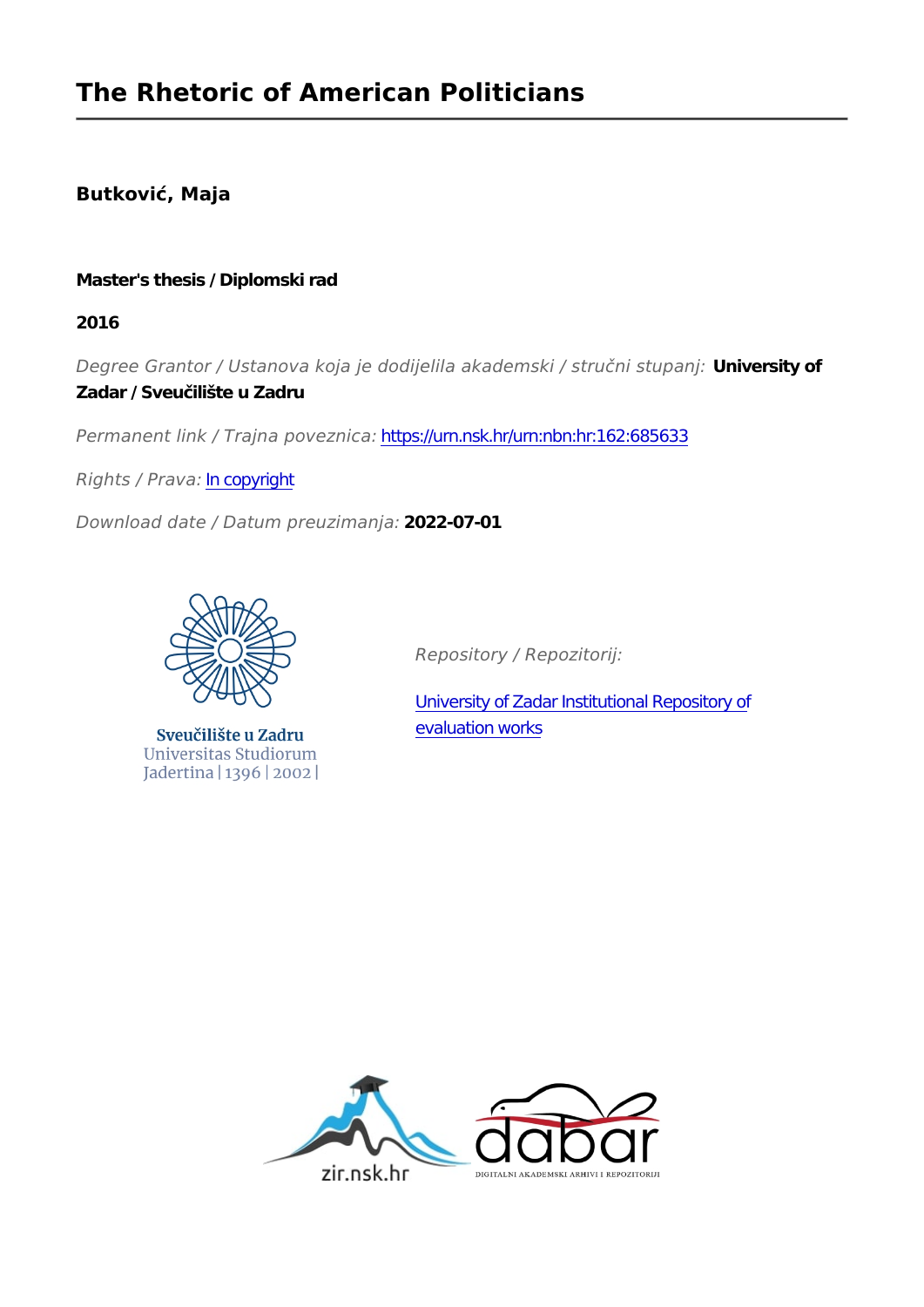# The Rhetoric of American Politicians

**Butković, Maja**

**Master's thesis / Diplomski rad**

**2016**

*Degree Grantor / Ustanova koja je dodijelila akademski / stručni stupanj:* **University of Zadar / Sveučilište u Zadru**

*Permanent link / Trajna poveznica:* https://urn.nsk.hr/urn:nbn:hr:162:685633

*Rights / Prava:* In copyright

*Download date / Datum preuzimanja:* **2022-07-01**

Sveučilište u Zadru
Universitas Studiorum
Jadertina | 1396 | 2002 |

*Repository / Repozitorij:*

University of Zadar Institutional Repository of evaluation works

zir.nsk.hr

dabar
DIGITALNI AKADEMSKI ARHIVI I REPOZITORIJI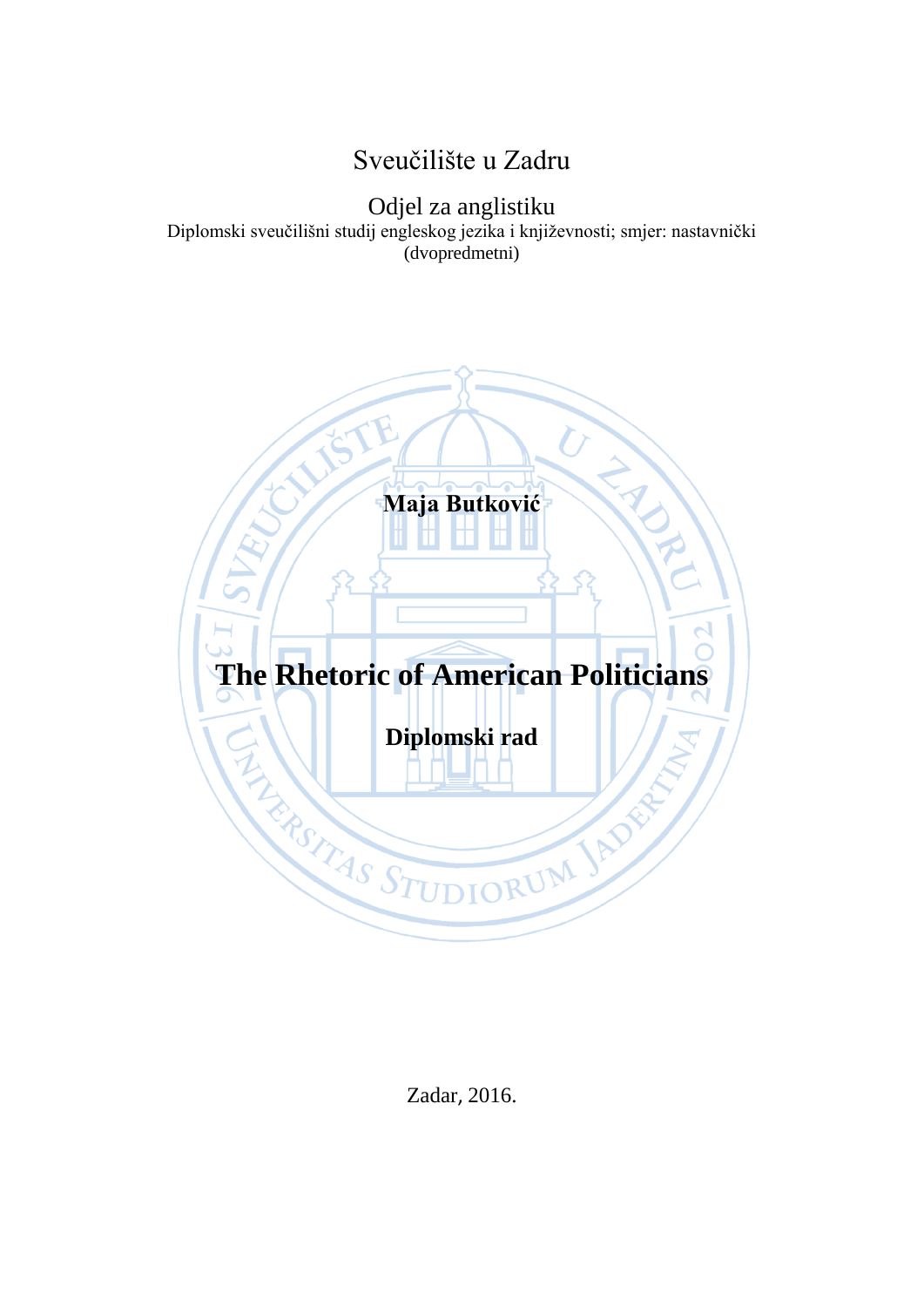Sveučilište u Zadru

Odjel za anglistiku

Diplomski sveučilišni studij engleskog jezika i književnosti; smjer: nastavnički (dvopredmetni)

**Maja Butković**

# The Rhetoric of American Politicians

**Diplomski rad**

Zadar, 2016.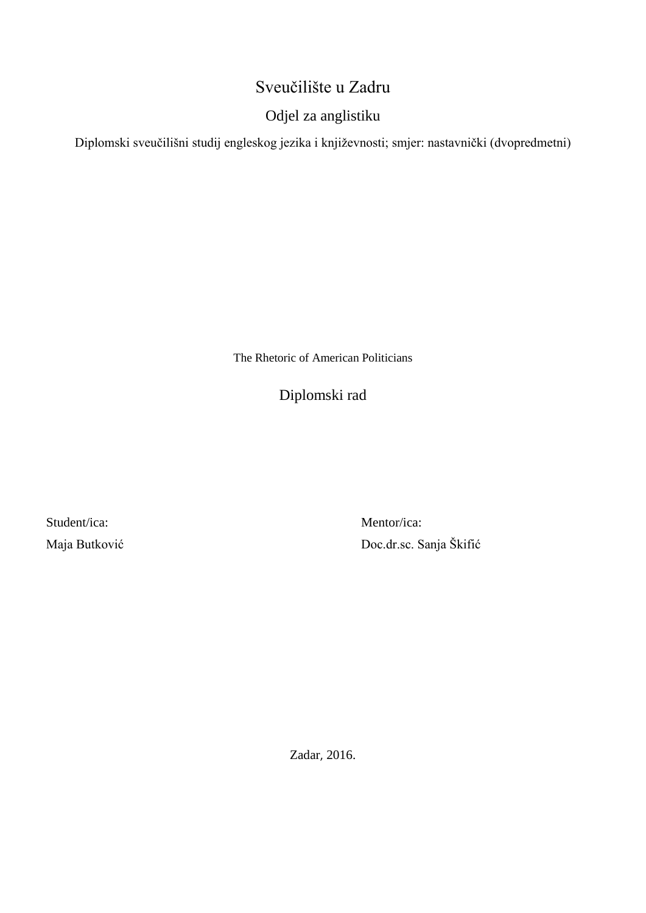Sveučilište u Zadru

Odjel za anglistiku

Diplomski sveučilišni studij engleskog jezika i književnosti; smjer: nastavnički (dvopredmetni)

The Rhetoric of American Politicians

Diplomski rad

Student/ica:

Maja Butković

Mentor/ica:

Doc.dr.sc. Sanja Škifić

Zadar, 2016.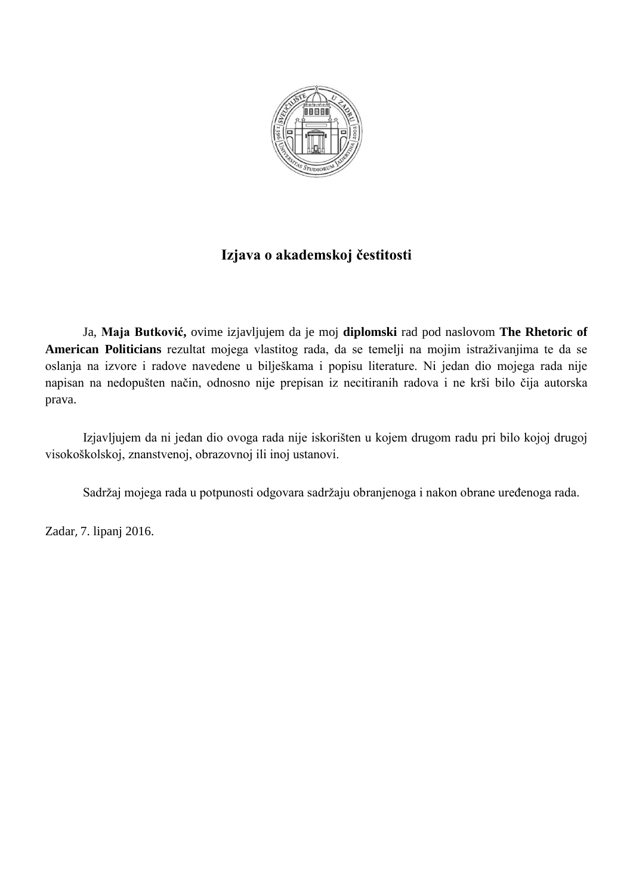## Izjava o akademskoj čestitosti

Ja, **Maja Butković,** ovime izjavljujem da je moj **diplomski** rad pod naslovom **The Rhetoric of American Politicians** rezultat mojega vlastitog rada, da se temelji na mojim istraživanjima te da se oslanja na izvore i radove navedene u bilješkama i popisu literature. Ni jedan dio mojega rada nije napisan na nedopušten način, odnosno nije prepisan iz necitiranih radova i ne krši bilo čija autorska prava.

Izjavljujem da ni jedan dio ovoga rada nije iskorišten u kojem drugom radu pri bilo kojoj drugoj visokoškolskoj, znanstvenoj, obrazovnoj ili inoj ustanovi.

Sadržaj mojega rada u potpunosti odgovara sadržaju obranjenoga i nakon obrane uređenoga rada.

Zadar, 7. lipanj 2016.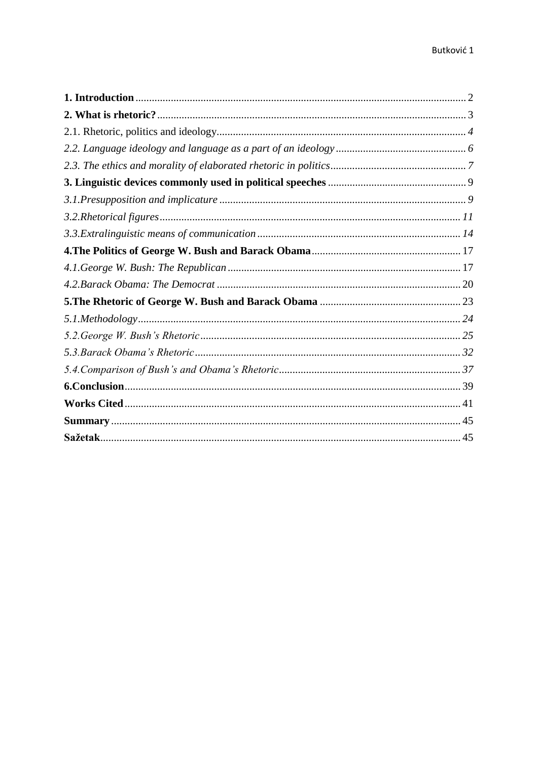**1. Introduction** ........................................................................................................... 2

**2. What is rhetoric?** ......................................................................................................... 3

2.1. Rhetoric, politics and ideology............................................................................................ *4*

*2.2. Language ideology and language as a part of an ideology* ................................................ 6

*2.3. The ethics and morality of elaborated rhetoric in politics*................................................... 7

**3. Linguistic devices commonly used in political speeches** .................................................. 9

*3.1.Presupposition and implicature* ........................................................................................ *9*

*3.2.Rhetorical figures*............................................................................................................ *11*

*3.3.Extralinguistic means of communication* ........................................................................ *14*

**4.The Politics of George W. Bush and Barack Obama**....................................................... 17

*4.1.George W. Bush: The Republican* .................................................................................... 17

*4.2.Barack Obama: The Democrat* ......................................................................................... 20

**5.The Rhetoric of George W. Bush and Barack Obama** .................................................... 23

*5.1.Methodology*................................................................................................................... *24*

*5.2.George W. Bush's Rhetoric* .............................................................................................. *25*

*5.3.Barack Obama's Rhetoric* ................................................................................................ *32*

*5.4.Comparison of Bush's and Obama's Rhetoric* ................................................................... *37*

**6.Conclusion**...................................................................................................................... 39

**Works Cited** ..................................................................................................................... 41

**Summary** .......................................................................................................................... 45

**Sažetak**............................................................................................................................. 45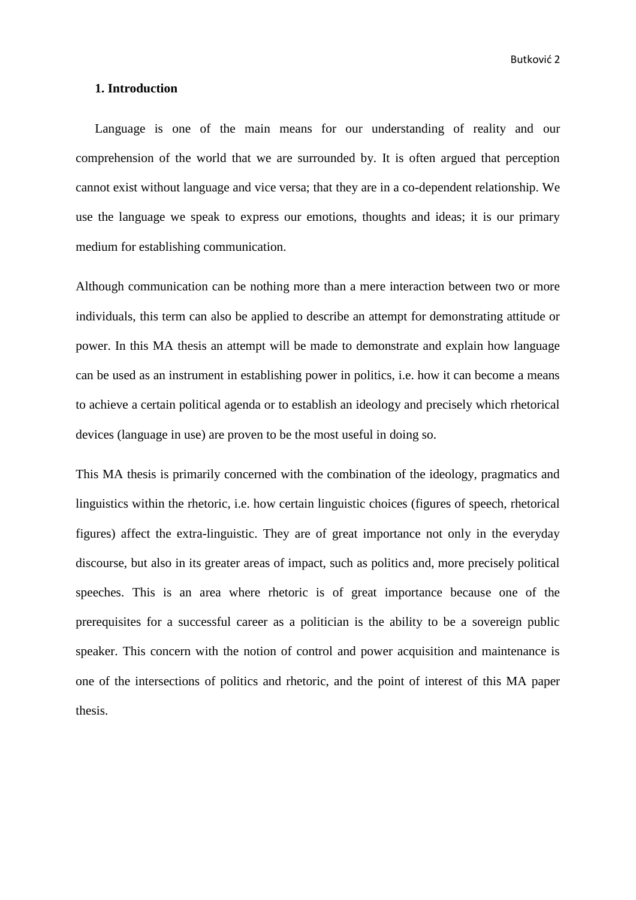## 1. Introduction

Language is one of the main means for our understanding of reality and our comprehension of the world that we are surrounded by. It is often argued that perception cannot exist without language and vice versa; that they are in a co-dependent relationship. We use the language we speak to express our emotions, thoughts and ideas; it is our primary medium for establishing communication.

Although communication can be nothing more than a mere interaction between two or more individuals, this term can also be applied to describe an attempt for demonstrating attitude or power. In this MA thesis an attempt will be made to demonstrate and explain how language can be used as an instrument in establishing power in politics, i.e. how it can become a means to achieve a certain political agenda or to establish an ideology and precisely which rhetorical devices (language in use) are proven to be the most useful in doing so.

This MA thesis is primarily concerned with the combination of the ideology, pragmatics and linguistics within the rhetoric, i.e. how certain linguistic choices (figures of speech, rhetorical figures) affect the extra-linguistic. They are of great importance not only in the everyday discourse, but also in its greater areas of impact, such as politics and, more precisely political speeches. This is an area where rhetoric is of great importance because one of the prerequisites for a successful career as a politician is the ability to be a sovereign public speaker. This concern with the notion of control and power acquisition and maintenance is one of the intersections of politics and rhetoric, and the point of interest of this MA paper thesis.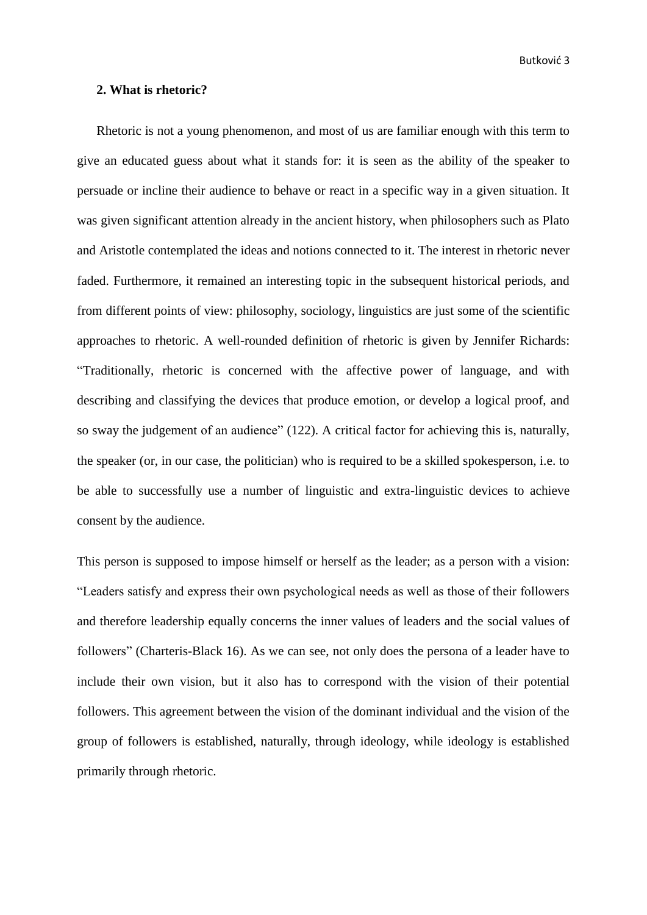## 2. What is rhetoric?

Rhetoric is not a young phenomenon, and most of us are familiar enough with this term to give an educated guess about what it stands for: it is seen as the ability of the speaker to persuade or incline their audience to behave or react in a specific way in a given situation. It was given significant attention already in the ancient history, when philosophers such as Plato and Aristotle contemplated the ideas and notions connected to it. The interest in rhetoric never faded. Furthermore, it remained an interesting topic in the subsequent historical periods, and from different points of view: philosophy, sociology, linguistics are just some of the scientific approaches to rhetoric. A well-rounded definition of rhetoric is given by Jennifer Richards: "Traditionally, rhetoric is concerned with the affective power of language, and with describing and classifying the devices that produce emotion, or develop a logical proof, and so sway the judgement of an audience" (122). A critical factor for achieving this is, naturally, the speaker (or, in our case, the politician) who is required to be a skilled spokesperson, i.e. to be able to successfully use a number of linguistic and extra-linguistic devices to achieve consent by the audience.

This person is supposed to impose himself or herself as the leader; as a person with a vision: "Leaders satisfy and express their own psychological needs as well as those of their followers and therefore leadership equally concerns the inner values of leaders and the social values of followers" (Charteris-Black 16). As we can see, not only does the persona of a leader have to include their own vision, but it also has to correspond with the vision of their potential followers. This agreement between the vision of the dominant individual and the vision of the group of followers is established, naturally, through ideology, while ideology is established primarily through rhetoric.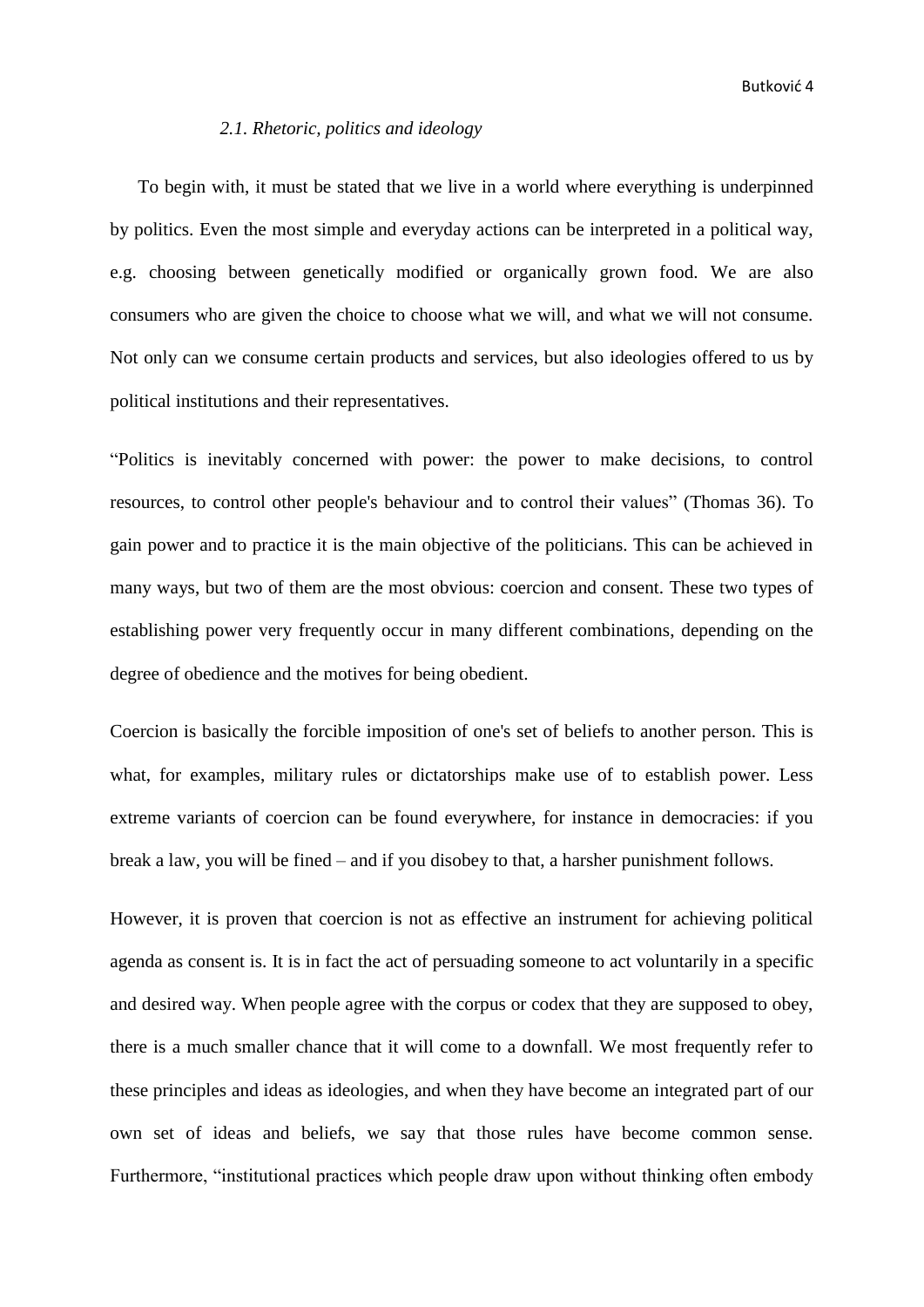### *2.1. Rhetoric, politics and ideology*

To begin with, it must be stated that we live in a world where everything is underpinned by politics. Even the most simple and everyday actions can be interpreted in a political way, e.g. choosing between genetically modified or organically grown food. We are also consumers who are given the choice to choose what we will, and what we will not consume. Not only can we consume certain products and services, but also ideologies offered to us by political institutions and their representatives.

"Politics is inevitably concerned with power: the power to make decisions, to control resources, to control other people's behaviour and to control their values" (Thomas 36). To gain power and to practice it is the main objective of the politicians. This can be achieved in many ways, but two of them are the most obvious: coercion and consent. These two types of establishing power very frequently occur in many different combinations, depending on the degree of obedience and the motives for being obedient.

Coercion is basically the forcible imposition of one's set of beliefs to another person. This is what, for examples, military rules or dictatorships make use of to establish power. Less extreme variants of coercion can be found everywhere, for instance in democracies: if you break a law, you will be fined – and if you disobey to that, a harsher punishment follows.

However, it is proven that coercion is not as effective an instrument for achieving political agenda as consent is. It is in fact the act of persuading someone to act voluntarily in a specific and desired way. When people agree with the corpus or codex that they are supposed to obey, there is a much smaller chance that it will come to a downfall. We most frequently refer to these principles and ideas as ideologies, and when they have become an integrated part of our own set of ideas and beliefs, we say that those rules have become common sense. Furthermore, "institutional practices which people draw upon without thinking often embody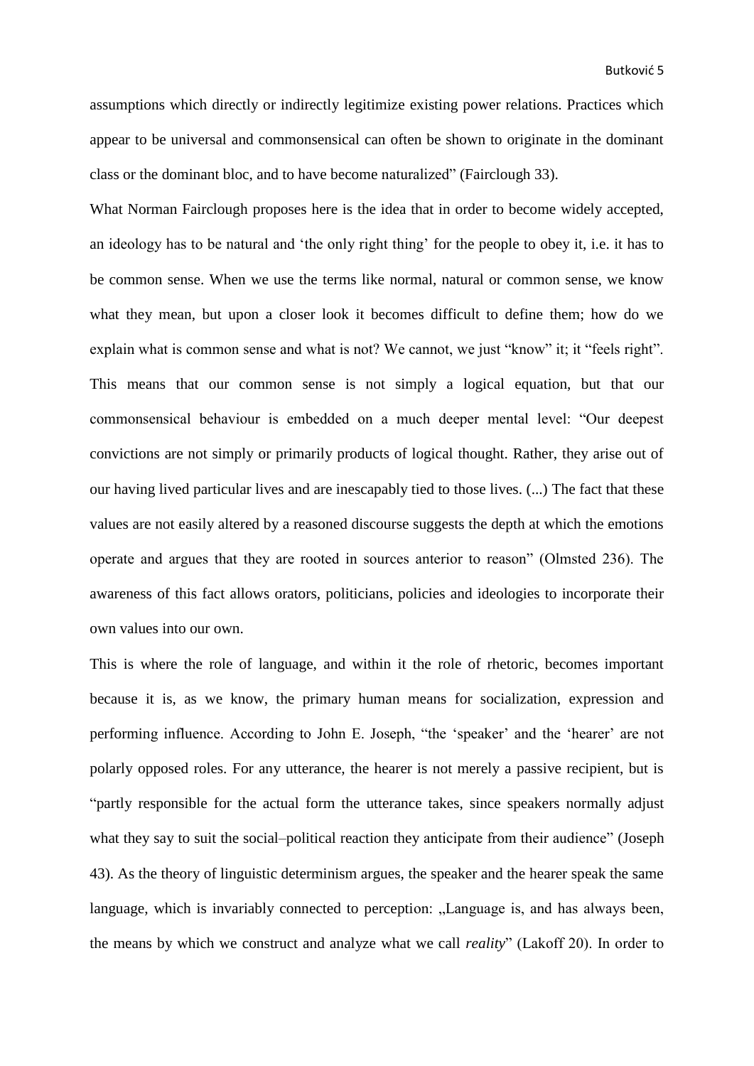assumptions which directly or indirectly legitimize existing power relations. Practices which appear to be universal and commonsensical can often be shown to originate in the dominant class or the dominant bloc, and to have become naturalized" (Fairclough 33).

What Norman Fairclough proposes here is the idea that in order to become widely accepted, an ideology has to be natural and 'the only right thing' for the people to obey it, i.e. it has to be common sense. When we use the terms like normal, natural or common sense, we know what they mean, but upon a closer look it becomes difficult to define them; how do we explain what is common sense and what is not? We cannot, we just "know" it; it "feels right". This means that our common sense is not simply a logical equation, but that our commonsensical behaviour is embedded on a much deeper mental level: "Our deepest convictions are not simply or primarily products of logical thought. Rather, they arise out of our having lived particular lives and are inescapably tied to those lives. (...) The fact that these values are not easily altered by a reasoned discourse suggests the depth at which the emotions operate and argues that they are rooted in sources anterior to reason" (Olmsted 236). The awareness of this fact allows orators, politicians, policies and ideologies to incorporate their own values into our own.

This is where the role of language, and within it the role of rhetoric, becomes important because it is, as we know, the primary human means for socialization, expression and performing influence. According to John E. Joseph, "the 'speaker' and the 'hearer' are not polarly opposed roles. For any utterance, the hearer is not merely a passive recipient, but is "partly responsible for the actual form the utterance takes, since speakers normally adjust what they say to suit the social–political reaction they anticipate from their audience" (Joseph 43). As the theory of linguistic determinism argues, the speaker and the hearer speak the same language, which is invariably connected to perception: „Language is, and has always been, the means by which we construct and analyze what we call *reality*" (Lakoff 20). In order to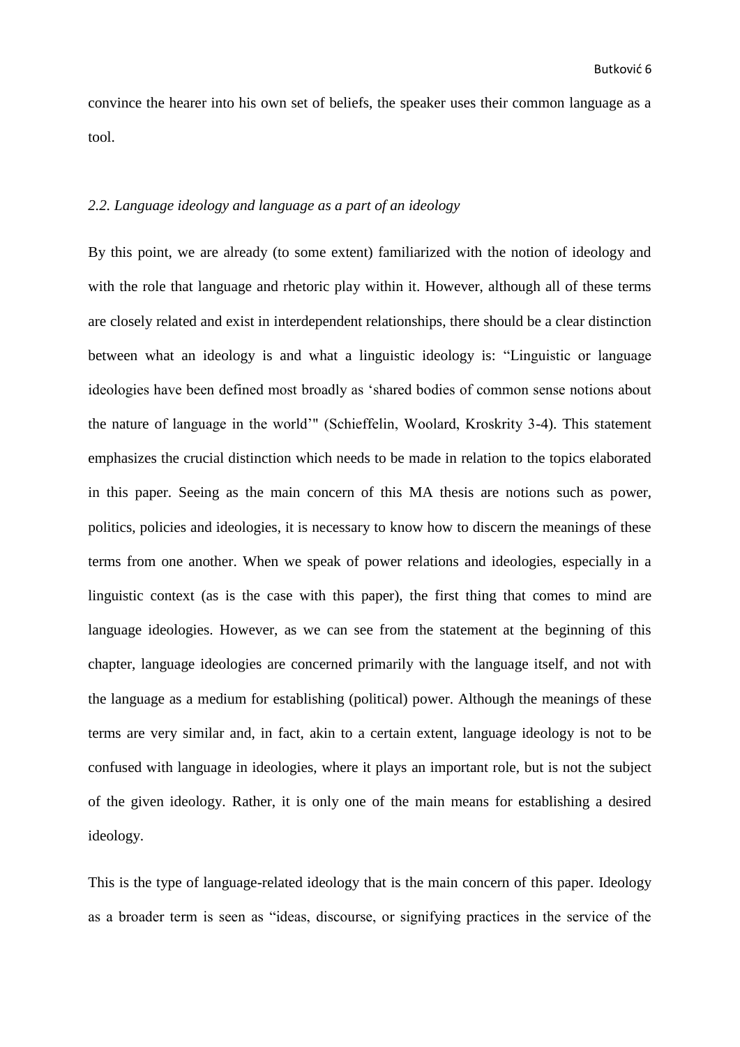convince the hearer into his own set of beliefs, the speaker uses their common language as a tool.

### *2.2. Language ideology and language as a part of an ideology*

By this point, we are already (to some extent) familiarized with the notion of ideology and with the role that language and rhetoric play within it. However, although all of these terms are closely related and exist in interdependent relationships, there should be a clear distinction between what an ideology is and what a linguistic ideology is: "Linguistic or language ideologies have been defined most broadly as 'shared bodies of common sense notions about the nature of language in the world'" (Schieffelin, Woolard, Kroskrity 3-4). This statement emphasizes the crucial distinction which needs to be made in relation to the topics elaborated in this paper. Seeing as the main concern of this MA thesis are notions such as power, politics, policies and ideologies, it is necessary to know how to discern the meanings of these terms from one another. When we speak of power relations and ideologies, especially in a linguistic context (as is the case with this paper), the first thing that comes to mind are language ideologies. However, as we can see from the statement at the beginning of this chapter, language ideologies are concerned primarily with the language itself, and not with the language as a medium for establishing (political) power. Although the meanings of these terms are very similar and, in fact, akin to a certain extent, language ideology is not to be confused with language in ideologies, where it plays an important role, but is not the subject of the given ideology. Rather, it is only one of the main means for establishing a desired ideology.

This is the type of language-related ideology that is the main concern of this paper. Ideology as a broader term is seen as "ideas, discourse, or signifying practices in the service of the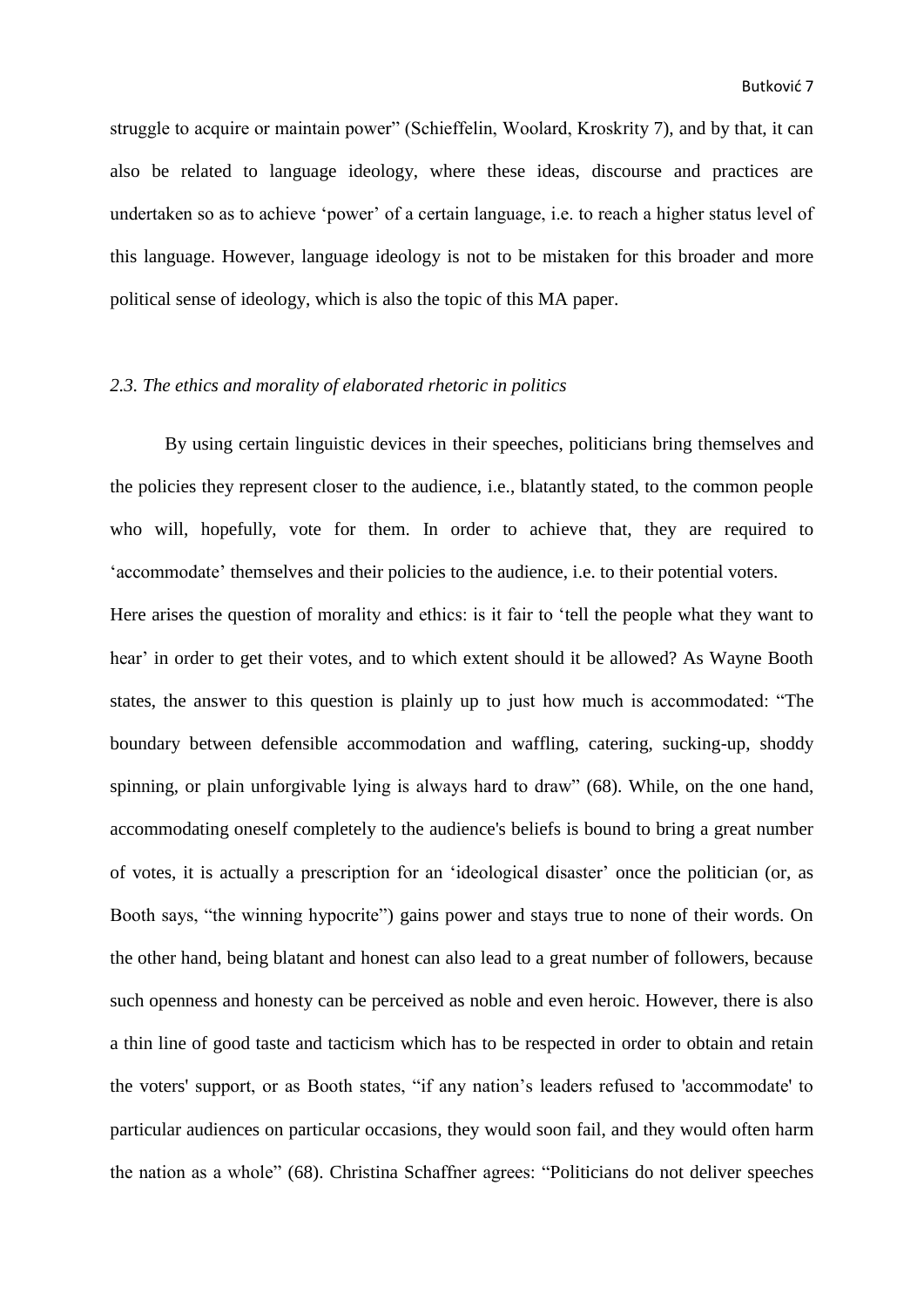struggle to acquire or maintain power" (Schieffelin, Woolard, Kroskrity 7), and by that, it can also be related to language ideology, where these ideas, discourse and practices are undertaken so as to achieve 'power' of a certain language, i.e. to reach a higher status level of this language. However, language ideology is not to be mistaken for this broader and more political sense of ideology, which is also the topic of this MA paper.

### *2.3. The ethics and morality of elaborated rhetoric in politics*

By using certain linguistic devices in their speeches, politicians bring themselves and the policies they represent closer to the audience, i.e., blatantly stated, to the common people who will, hopefully, vote for them. In order to achieve that, they are required to 'accommodate' themselves and their policies to the audience, i.e. to their potential voters.
Here arises the question of morality and ethics: is it fair to 'tell the people what they want to hear' in order to get their votes, and to which extent should it be allowed? As Wayne Booth states, the answer to this question is plainly up to just how much is accommodated: "The boundary between defensible accommodation and waffling, catering, sucking-up, shoddy spinning, or plain unforgivable lying is always hard to draw" (68). While, on the one hand, accommodating oneself completely to the audience's beliefs is bound to bring a great number of votes, it is actually a prescription for an 'ideological disaster' once the politician (or, as Booth says, "the winning hypocrite") gains power and stays true to none of their words. On the other hand, being blatant and honest can also lead to a great number of followers, because such openness and honesty can be perceived as noble and even heroic. However, there is also a thin line of good taste and tacticism which has to be respected in order to obtain and retain the voters' support, or as Booth states, "if any nation's leaders refused to 'accommodate' to particular audiences on particular occasions, they would soon fail, and they would often harm the nation as a whole" (68). Christina Schaffner agrees: "Politicians do not deliver speeches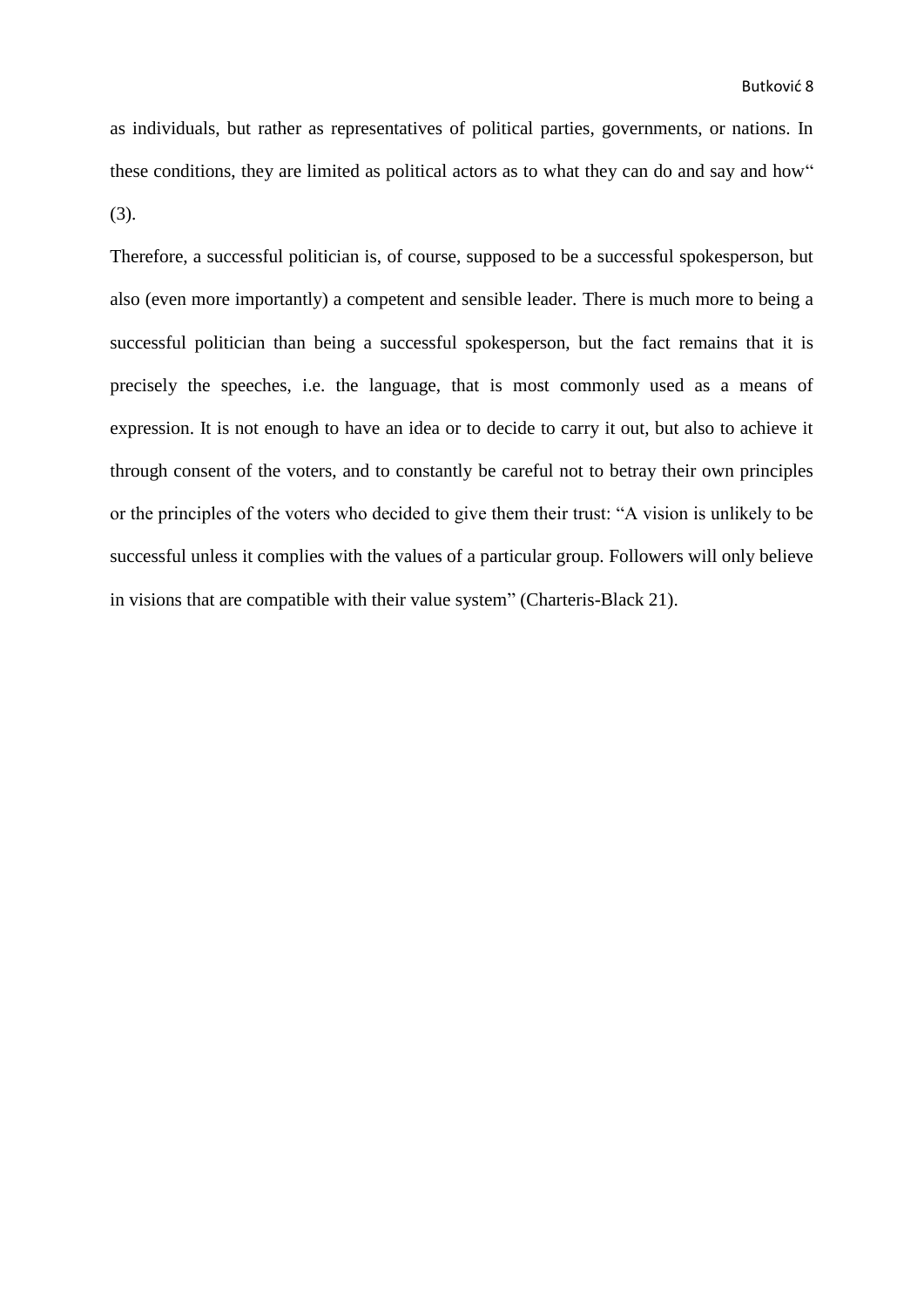as individuals, but rather as representatives of political parties, governments, or nations. In these conditions, they are limited as political actors as to what they can do and say and how“ (3).

Therefore, a successful politician is, of course, supposed to be a successful spokesperson, but also (even more importantly) a competent and sensible leader. There is much more to being a successful politician than being a successful spokesperson, but the fact remains that it is precisely the speeches, i.e. the language, that is most commonly used as a means of expression. It is not enough to have an idea or to decide to carry it out, but also to achieve it through consent of the voters, and to constantly be careful not to betray their own principles or the principles of the voters who decided to give them their trust: "A vision is unlikely to be successful unless it complies with the values of a particular group. Followers will only believe in visions that are compatible with their value system" (Charteris-Black 21).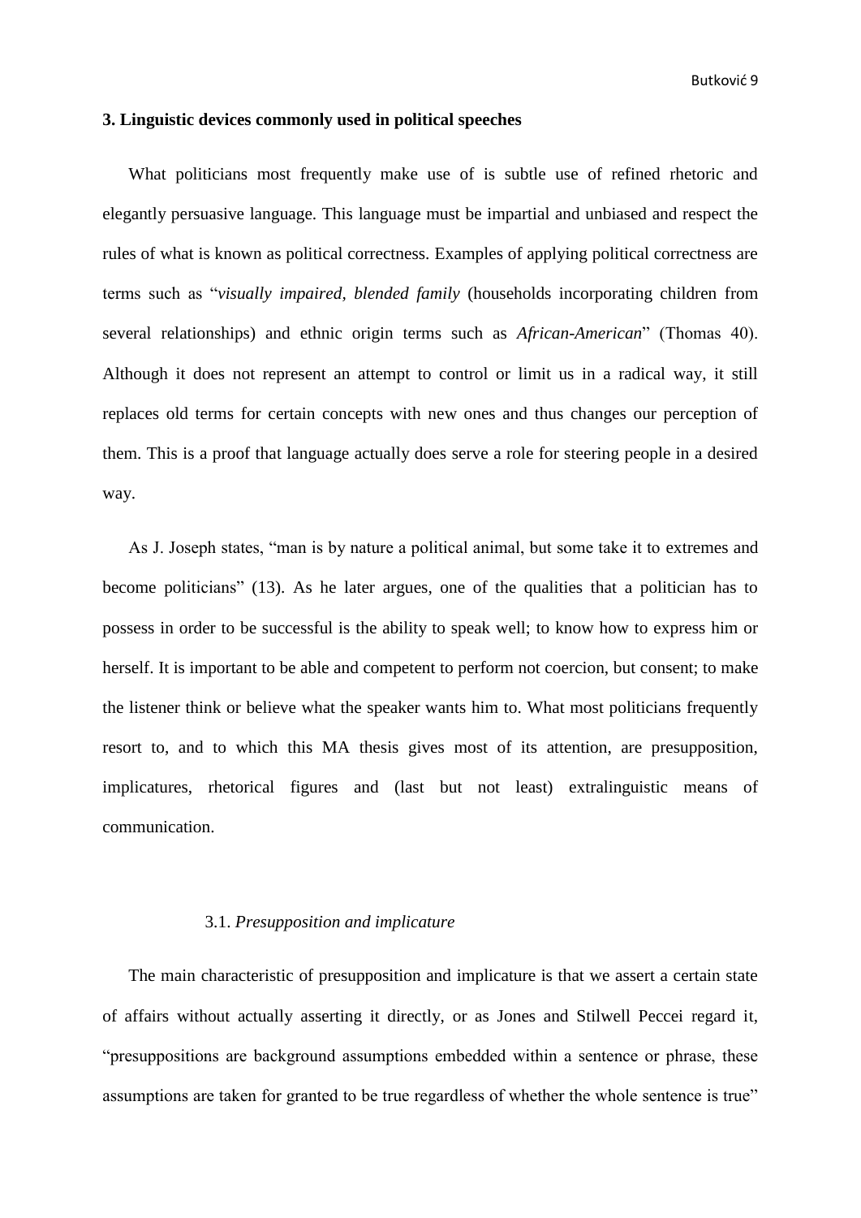## 3. Linguistic devices commonly used in political speeches

What politicians most frequently make use of is subtle use of refined rhetoric and elegantly persuasive language. This language must be impartial and unbiased and respect the rules of what is known as political correctness. Examples of applying political correctness are terms such as "*visually impaired*, *blended family* (households incorporating children from several relationships) and ethnic origin terms such as *African-American*" (Thomas 40). Although it does not represent an attempt to control or limit us in a radical way, it still replaces old terms for certain concepts with new ones and thus changes our perception of them. This is a proof that language actually does serve a role for steering people in a desired way.

As J. Joseph states, "man is by nature a political animal, but some take it to extremes and become politicians" (13). As he later argues, one of the qualities that a politician has to possess in order to be successful is the ability to speak well; to know how to express him or herself. It is important to be able and competent to perform not coercion, but consent; to make the listener think or believe what the speaker wants him to. What most politicians frequently resort to, and to which this MA thesis gives most of its attention, are presupposition, implicatures, rhetorical figures and (last but not least) extralinguistic means of communication.

### 3.1. *Presupposition and implicature*

The main characteristic of presupposition and implicature is that we assert a certain state of affairs without actually asserting it directly, or as Jones and Stilwell Peccei regard it, "presuppositions are background assumptions embedded within a sentence or phrase, these assumptions are taken for granted to be true regardless of whether the whole sentence is true"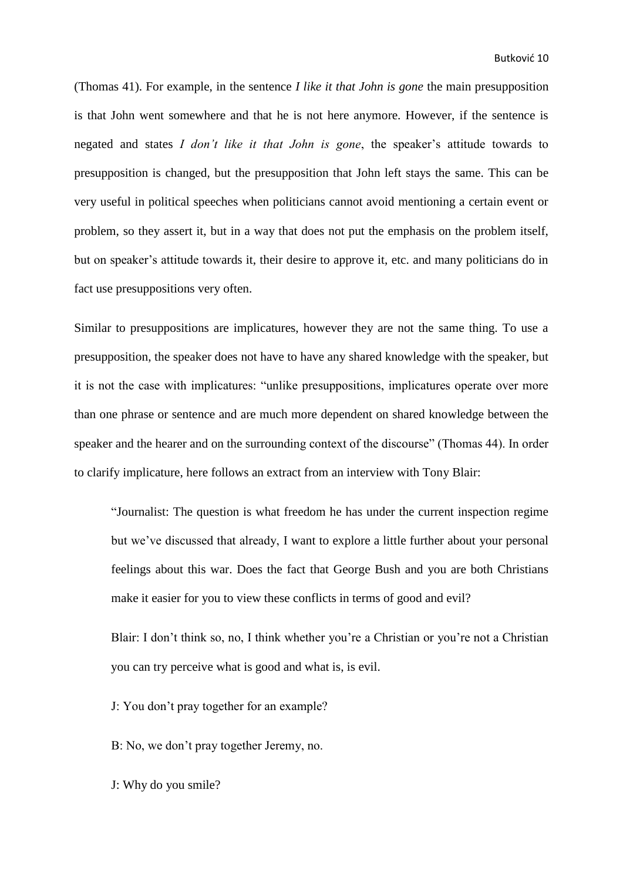(Thomas 41). For example, in the sentence *I like it that John is gone* the main presupposition is that John went somewhere and that he is not here anymore. However, if the sentence is negated and states *I don't like it that John is gone*, the speaker's attitude towards to presupposition is changed, but the presupposition that John left stays the same. This can be very useful in political speeches when politicians cannot avoid mentioning a certain event or problem, so they assert it, but in a way that does not put the emphasis on the problem itself, but on speaker's attitude towards it, their desire to approve it, etc. and many politicians do in fact use presuppositions very often.

Similar to presuppositions are implicatures, however they are not the same thing. To use a presupposition, the speaker does not have to have any shared knowledge with the speaker, but it is not the case with implicatures: "unlike presuppositions, implicatures operate over more than one phrase or sentence and are much more dependent on shared knowledge between the speaker and the hearer and on the surrounding context of the discourse" (Thomas 44). In order to clarify implicature, here follows an extract from an interview with Tony Blair:

> "Journalist: The question is what freedom he has under the current inspection regime but we've discussed that already, I want to explore a little further about your personal feelings about this war. Does the fact that George Bush and you are both Christians make it easier for you to view these conflicts in terms of good and evil?
>
> Blair: I don't think so, no, I think whether you're a Christian or you're not a Christian you can try perceive what is good and what is, is evil.
>
> J: You don't pray together for an example?
>
> B: No, we don't pray together Jeremy, no.
>
> J: Why do you smile?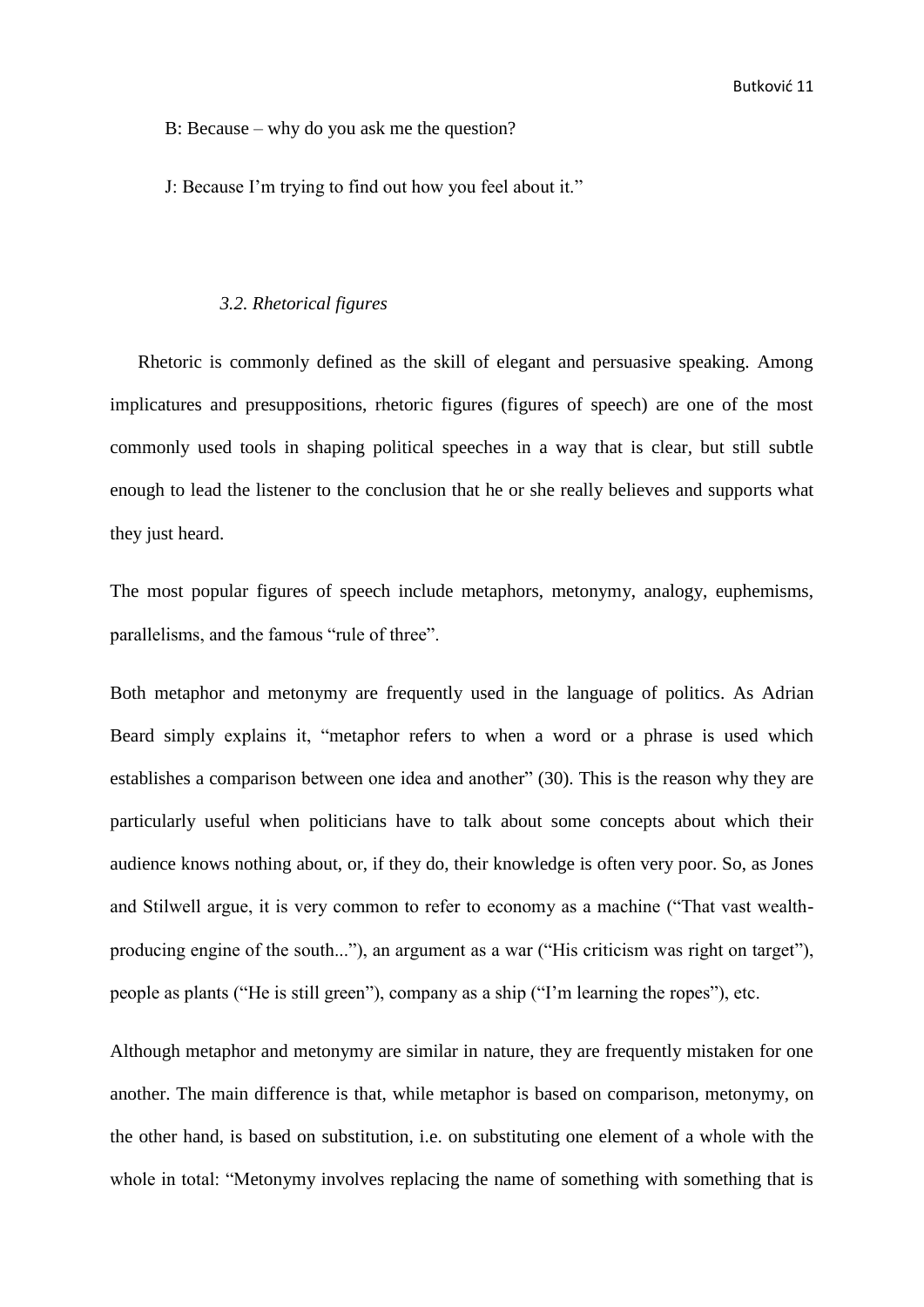B: Because – why do you ask me the question?

J: Because I'm trying to find out how you feel about it."

### *3.2. Rhetorical figures*

Rhetoric is commonly defined as the skill of elegant and persuasive speaking. Among implicatures and presuppositions, rhetoric figures (figures of speech) are one of the most commonly used tools in shaping political speeches in a way that is clear, but still subtle enough to lead the listener to the conclusion that he or she really believes and supports what they just heard.

The most popular figures of speech include metaphors, metonymy, analogy, euphemisms, parallelisms, and the famous "rule of three".

Both metaphor and metonymy are frequently used in the language of politics. As Adrian Beard simply explains it, "metaphor refers to when a word or a phrase is used which establishes a comparison between one idea and another" (30). This is the reason why they are particularly useful when politicians have to talk about some concepts about which their audience knows nothing about, or, if they do, their knowledge is often very poor. So, as Jones and Stilwell argue, it is very common to refer to economy as a machine ("That vast wealth-producing engine of the south..."), an argument as a war ("His criticism was right on target"), people as plants ("He is still green"), company as a ship ("I'm learning the ropes"), etc.

Although metaphor and metonymy are similar in nature, they are frequently mistaken for one another. The main difference is that, while metaphor is based on comparison, metonymy, on the other hand, is based on substitution, i.e. on substituting one element of a whole with the whole in total: "Metonymy involves replacing the name of something with something that is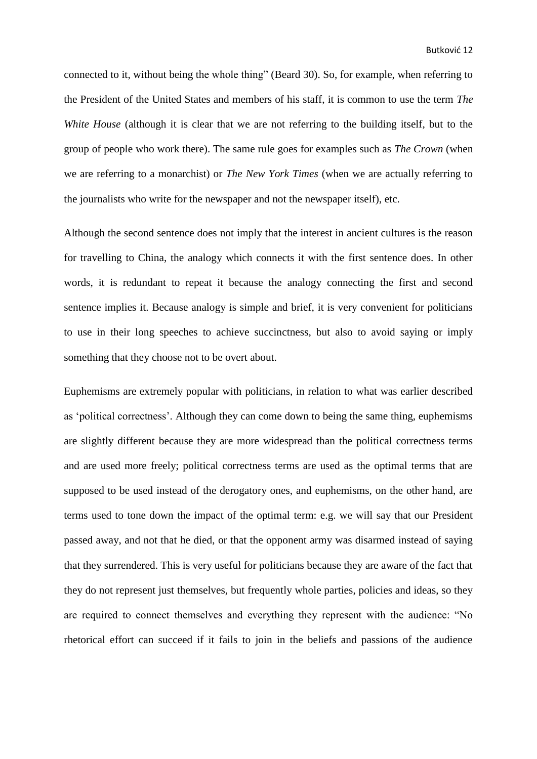connected to it, without being the whole thing" (Beard 30). So, for example, when referring to the President of the United States and members of his staff, it is common to use the term *The White House* (although it is clear that we are not referring to the building itself, but to the group of people who work there). The same rule goes for examples such as *The Crown* (when we are referring to a monarchist) or *The New York Times* (when we are actually referring to the journalists who write for the newspaper and not the newspaper itself), etc.

Although the second sentence does not imply that the interest in ancient cultures is the reason for travelling to China, the analogy which connects it with the first sentence does. In other words, it is redundant to repeat it because the analogy connecting the first and second sentence implies it. Because analogy is simple and brief, it is very convenient for politicians to use in their long speeches to achieve succinctness, but also to avoid saying or imply something that they choose not to be overt about.

Euphemisms are extremely popular with politicians, in relation to what was earlier described as 'political correctness'. Although they can come down to being the same thing, euphemisms are slightly different because they are more widespread than the political correctness terms and are used more freely; political correctness terms are used as the optimal terms that are supposed to be used instead of the derogatory ones, and euphemisms, on the other hand, are terms used to tone down the impact of the optimal term: e.g. we will say that our President passed away, and not that he died, or that the opponent army was disarmed instead of saying that they surrendered. This is very useful for politicians because they are aware of the fact that they do not represent just themselves, but frequently whole parties, policies and ideas, so they are required to connect themselves and everything they represent with the audience: "No rhetorical effort can succeed if it fails to join in the beliefs and passions of the audience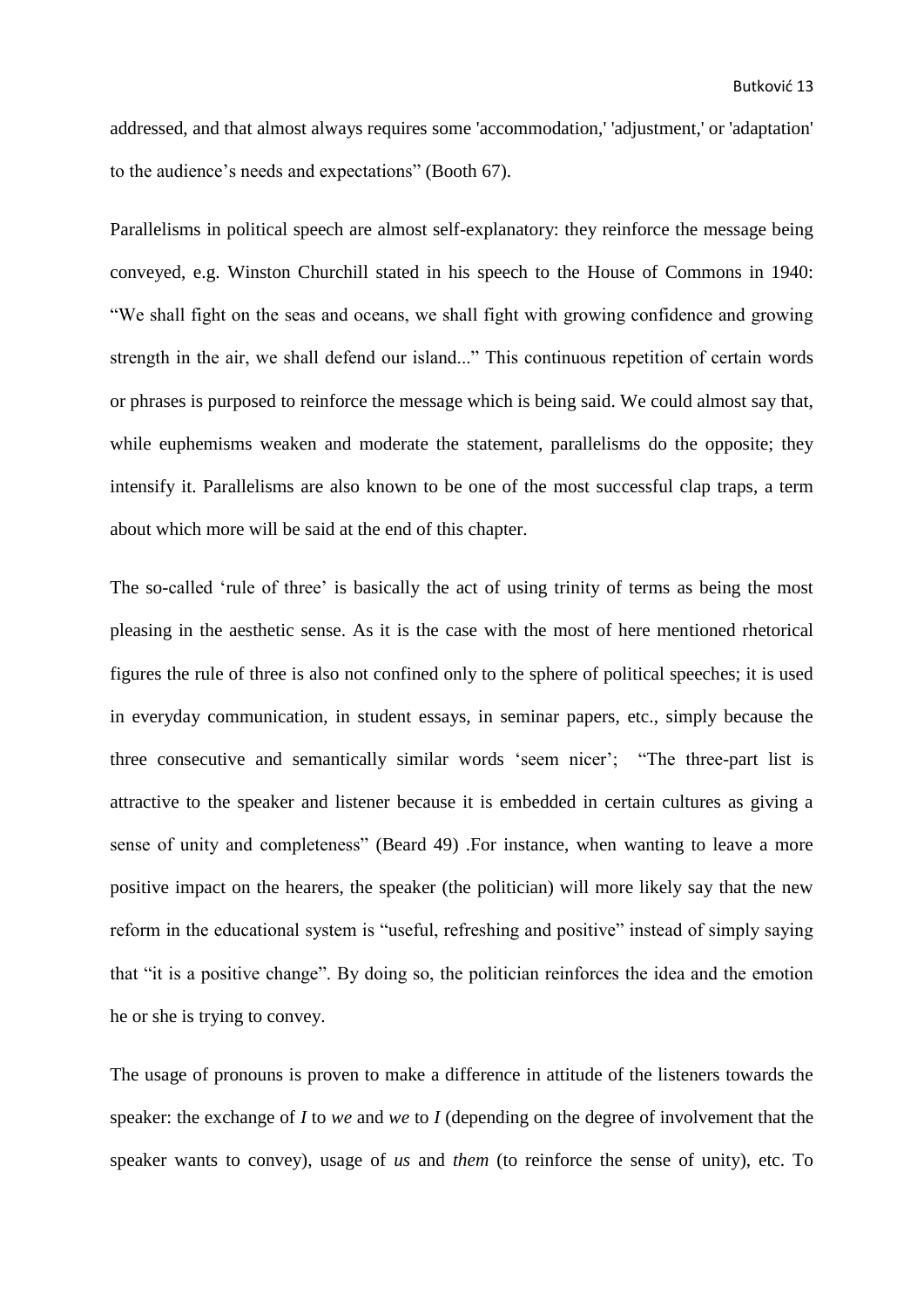addressed, and that almost always requires some 'accommodation,' 'adjustment,' or 'adaptation' to the audience's needs and expectations" (Booth 67).

Parallelisms in political speech are almost self-explanatory: they reinforce the message being conveyed, e.g. Winston Churchill stated in his speech to the House of Commons in 1940: "We shall fight on the seas and oceans, we shall fight with growing confidence and growing strength in the air, we shall defend our island..." This continuous repetition of certain words or phrases is purposed to reinforce the message which is being said. We could almost say that, while euphemisms weaken and moderate the statement, parallelisms do the opposite; they intensify it. Parallelisms are also known to be one of the most successful clap traps, a term about which more will be said at the end of this chapter.

The so-called 'rule of three' is basically the act of using trinity of terms as being the most pleasing in the aesthetic sense. As it is the case with the most of here mentioned rhetorical figures the rule of three is also not confined only to the sphere of political speeches; it is used in everyday communication, in student essays, in seminar papers, etc., simply because the three consecutive and semantically similar words 'seem nicer'; "The three-part list is attractive to the speaker and listener because it is embedded in certain cultures as giving a sense of unity and completeness" (Beard 49) .For instance, when wanting to leave a more positive impact on the hearers, the speaker (the politician) will more likely say that the new reform in the educational system is "useful, refreshing and positive" instead of simply saying that "it is a positive change". By doing so, the politician reinforces the idea and the emotion he or she is trying to convey.

The usage of pronouns is proven to make a difference in attitude of the listeners towards the speaker: the exchange of *I* to *we* and *we* to *I* (depending on the degree of involvement that the speaker wants to convey), usage of *us* and *them* (to reinforce the sense of unity), etc. To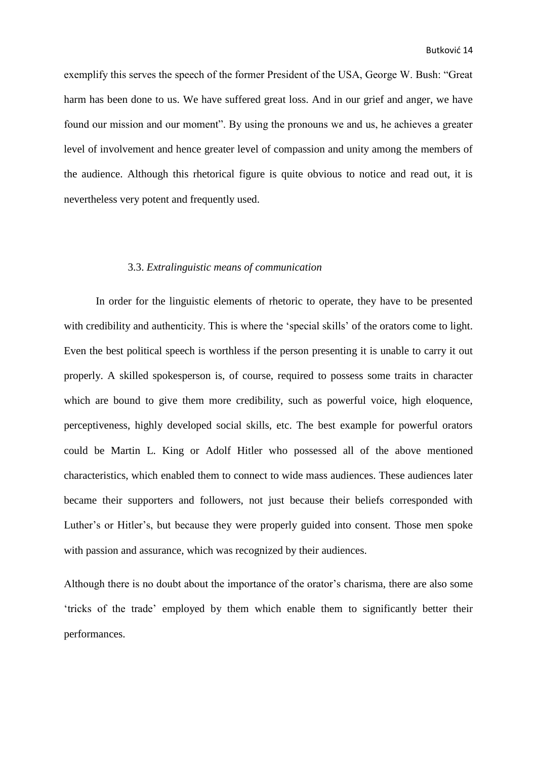exemplify this serves the speech of the former President of the USA, George W. Bush: "Great harm has been done to us. We have suffered great loss. And in our grief and anger, we have found our mission and our moment". By using the pronouns we and us, he achieves a greater level of involvement and hence greater level of compassion and unity among the members of the audience. Although this rhetorical figure is quite obvious to notice and read out, it is nevertheless very potent and frequently used.

### 3.3. *Extralinguistic means of communication*

In order for the linguistic elements of rhetoric to operate, they have to be presented with credibility and authenticity. This is where the 'special skills' of the orators come to light. Even the best political speech is worthless if the person presenting it is unable to carry it out properly. A skilled spokesperson is, of course, required to possess some traits in character which are bound to give them more credibility, such as powerful voice, high eloquence, perceptiveness, highly developed social skills, etc. The best example for powerful orators could be Martin L. King or Adolf Hitler who possessed all of the above mentioned characteristics, which enabled them to connect to wide mass audiences. These audiences later became their supporters and followers, not just because their beliefs corresponded with Luther's or Hitler's, but because they were properly guided into consent. Those men spoke with passion and assurance, which was recognized by their audiences.

Although there is no doubt about the importance of the orator's charisma, there are also some 'tricks of the trade' employed by them which enable them to significantly better their performances.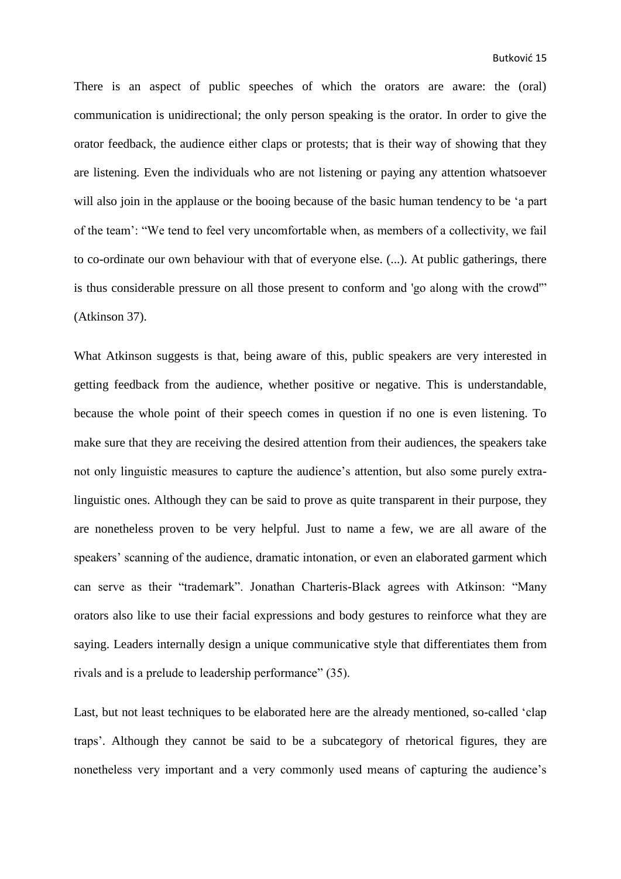There is an aspect of public speeches of which the orators are aware: the (oral) communication is unidirectional; the only person speaking is the orator. In order to give the orator feedback, the audience either claps or protests; that is their way of showing that they are listening. Even the individuals who are not listening or paying any attention whatsoever will also join in the applause or the booing because of the basic human tendency to be 'a part of the team': "We tend to feel very uncomfortable when, as members of a collectivity, we fail to co-ordinate our own behaviour with that of everyone else. (...). At public gatherings, there is thus considerable pressure on all those present to conform and 'go along with the crowd'" (Atkinson 37).

What Atkinson suggests is that, being aware of this, public speakers are very interested in getting feedback from the audience, whether positive or negative. This is understandable, because the whole point of their speech comes in question if no one is even listening. To make sure that they are receiving the desired attention from their audiences, the speakers take not only linguistic measures to capture the audience's attention, but also some purely extra-linguistic ones. Although they can be said to prove as quite transparent in their purpose, they are nonetheless proven to be very helpful. Just to name a few, we are all aware of the speakers' scanning of the audience, dramatic intonation, or even an elaborated garment which can serve as their "trademark". Jonathan Charteris-Black agrees with Atkinson: "Many orators also like to use their facial expressions and body gestures to reinforce what they are saying. Leaders internally design a unique communicative style that differentiates them from rivals and is a prelude to leadership performance" (35).

Last, but not least techniques to be elaborated here are the already mentioned, so-called 'clap traps'. Although they cannot be said to be a subcategory of rhetorical figures, they are nonetheless very important and a very commonly used means of capturing the audience's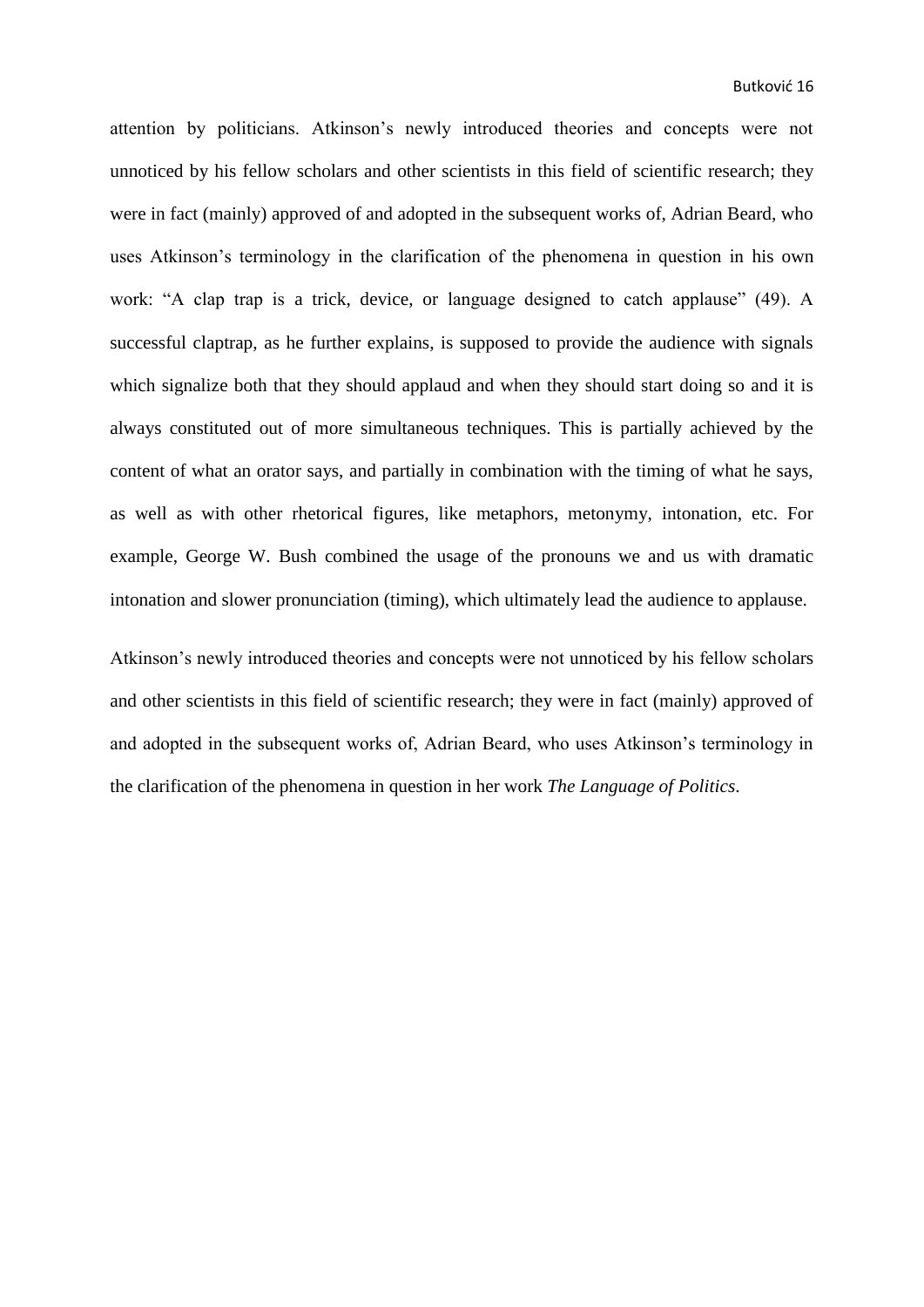attention by politicians. Atkinson's newly introduced theories and concepts were not unnoticed by his fellow scholars and other scientists in this field of scientific research; they were in fact (mainly) approved of and adopted in the subsequent works of, Adrian Beard, who uses Atkinson's terminology in the clarification of the phenomena in question in his own work: "A clap trap is a trick, device, or language designed to catch applause" (49). A successful claptrap, as he further explains, is supposed to provide the audience with signals which signalize both that they should applaud and when they should start doing so and it is always constituted out of more simultaneous techniques. This is partially achieved by the content of what an orator says, and partially in combination with the timing of what he says, as well as with other rhetorical figures, like metaphors, metonymy, intonation, etc. For example, George W. Bush combined the usage of the pronouns we and us with dramatic intonation and slower pronunciation (timing), which ultimately lead the audience to applause.

Atkinson's newly introduced theories and concepts were not unnoticed by his fellow scholars and other scientists in this field of scientific research; they were in fact (mainly) approved of and adopted in the subsequent works of, Adrian Beard, who uses Atkinson's terminology in the clarification of the phenomena in question in her work *The Language of Politics*.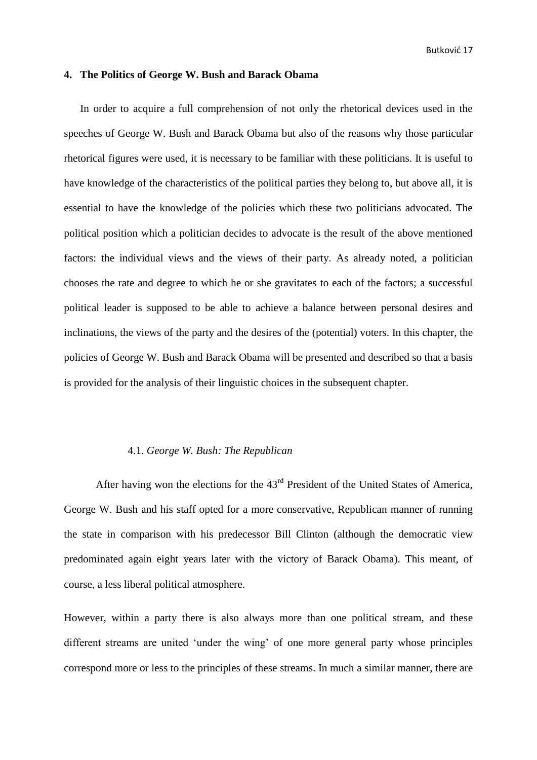## 4. The Politics of George W. Bush and Barack Obama

In order to acquire a full comprehension of not only the rhetorical devices used in the speeches of George W. Bush and Barack Obama but also of the reasons why those particular rhetorical figures were used, it is necessary to be familiar with these politicians. It is useful to have knowledge of the characteristics of the political parties they belong to, but above all, it is essential to have the knowledge of the policies which these two politicians advocated. The political position which a politician decides to advocate is the result of the above mentioned factors: the individual views and the views of their party. As already noted, a politician chooses the rate and degree to which he or she gravitates to each of the factors; a successful political leader is supposed to be able to achieve a balance between personal desires and inclinations, the views of the party and the desires of the (potential) voters. In this chapter, the policies of George W. Bush and Barack Obama will be presented and described so that a basis is provided for the analysis of their linguistic choices in the subsequent chapter.

### 4.1. *George W. Bush: The Republican*

After having won the elections for the 43rd President of the United States of America, George W. Bush and his staff opted for a more conservative, Republican manner of running the state in comparison with his predecessor Bill Clinton (although the democratic view predominated again eight years later with the victory of Barack Obama). This meant, of course, a less liberal political atmosphere.

However, within a party there is also always more than one political stream, and these different streams are united 'under the wing' of one more general party whose principles correspond more or less to the principles of these streams. In much a similar manner, there are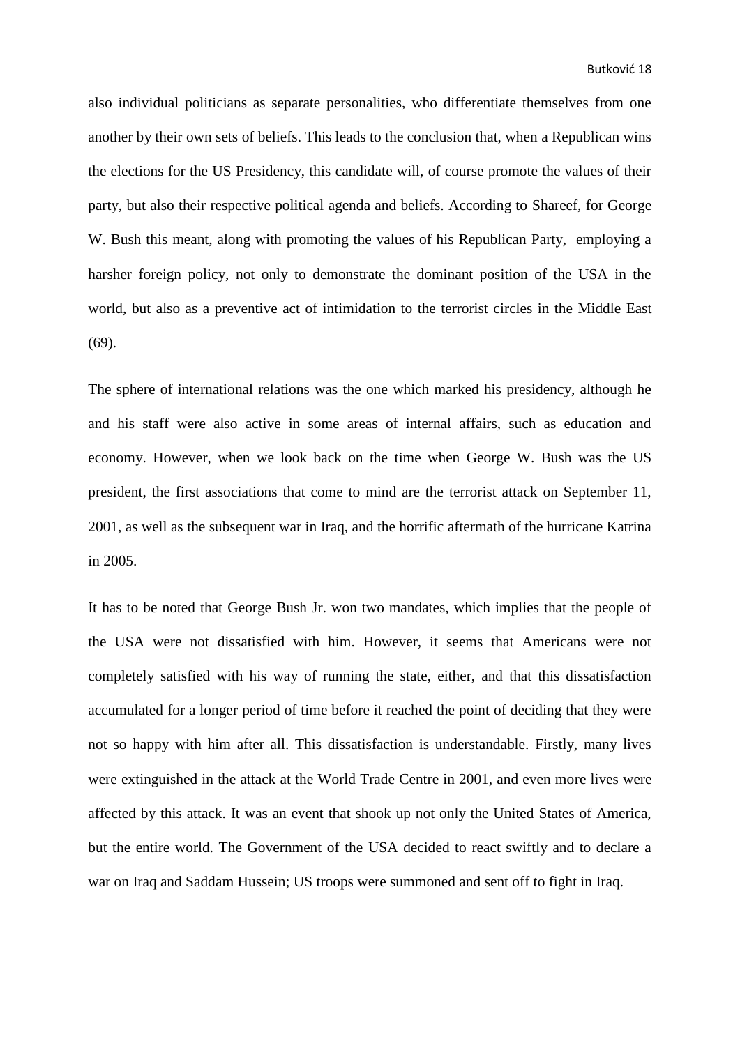also individual politicians as separate personalities, who differentiate themselves from one another by their own sets of beliefs. This leads to the conclusion that, when a Republican wins the elections for the US Presidency, this candidate will, of course promote the values of their party, but also their respective political agenda and beliefs. According to Shareef, for George W. Bush this meant, along with promoting the values of his Republican Party, employing a harsher foreign policy, not only to demonstrate the dominant position of the USA in the world, but also as a preventive act of intimidation to the terrorist circles in the Middle East (69).

The sphere of international relations was the one which marked his presidency, although he and his staff were also active in some areas of internal affairs, such as education and economy. However, when we look back on the time when George W. Bush was the US president, the first associations that come to mind are the terrorist attack on September 11, 2001, as well as the subsequent war in Iraq, and the horrific aftermath of the hurricane Katrina in 2005.

It has to be noted that George Bush Jr. won two mandates, which implies that the people of the USA were not dissatisfied with him. However, it seems that Americans were not completely satisfied with his way of running the state, either, and that this dissatisfaction accumulated for a longer period of time before it reached the point of deciding that they were not so happy with him after all. This dissatisfaction is understandable. Firstly, many lives were extinguished in the attack at the World Trade Centre in 2001, and even more lives were affected by this attack. It was an event that shook up not only the United States of America, but the entire world. The Government of the USA decided to react swiftly and to declare a war on Iraq and Saddam Hussein; US troops were summoned and sent off to fight in Iraq.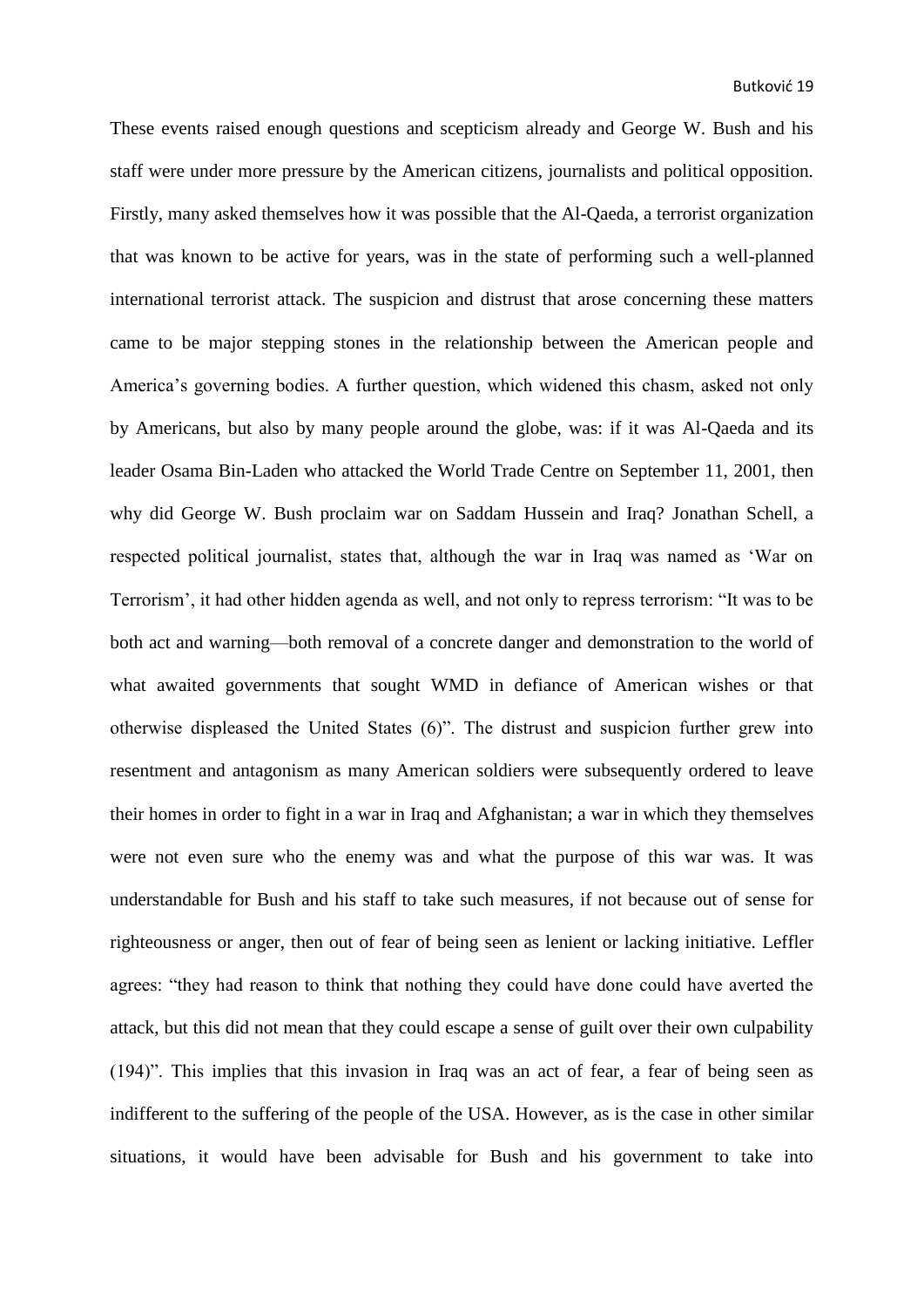These events raised enough questions and scepticism already and George W. Bush and his staff were under more pressure by the American citizens, journalists and political opposition. Firstly, many asked themselves how it was possible that the Al-Qaeda, a terrorist organization that was known to be active for years, was in the state of performing such a well-planned international terrorist attack. The suspicion and distrust that arose concerning these matters came to be major stepping stones in the relationship between the American people and America's governing bodies. A further question, which widened this chasm, asked not only by Americans, but also by many people around the globe, was: if it was Al-Qaeda and its leader Osama Bin-Laden who attacked the World Trade Centre on September 11, 2001, then why did George W. Bush proclaim war on Saddam Hussein and Iraq? Jonathan Schell, a respected political journalist, states that, although the war in Iraq was named as 'War on Terrorism', it had other hidden agenda as well, and not only to repress terrorism: "It was to be both act and warning—both removal of a concrete danger and demonstration to the world of what awaited governments that sought WMD in defiance of American wishes or that otherwise displeased the United States (6)". The distrust and suspicion further grew into resentment and antagonism as many American soldiers were subsequently ordered to leave their homes in order to fight in a war in Iraq and Afghanistan; a war in which they themselves were not even sure who the enemy was and what the purpose of this war was. It was understandable for Bush and his staff to take such measures, if not because out of sense for righteousness or anger, then out of fear of being seen as lenient or lacking initiative. Leffler agrees: "they had reason to think that nothing they could have done could have averted the attack, but this did not mean that they could escape a sense of guilt over their own culpability (194)". This implies that this invasion in Iraq was an act of fear, a fear of being seen as indifferent to the suffering of the people of the USA. However, as is the case in other similar situations, it would have been advisable for Bush and his government to take into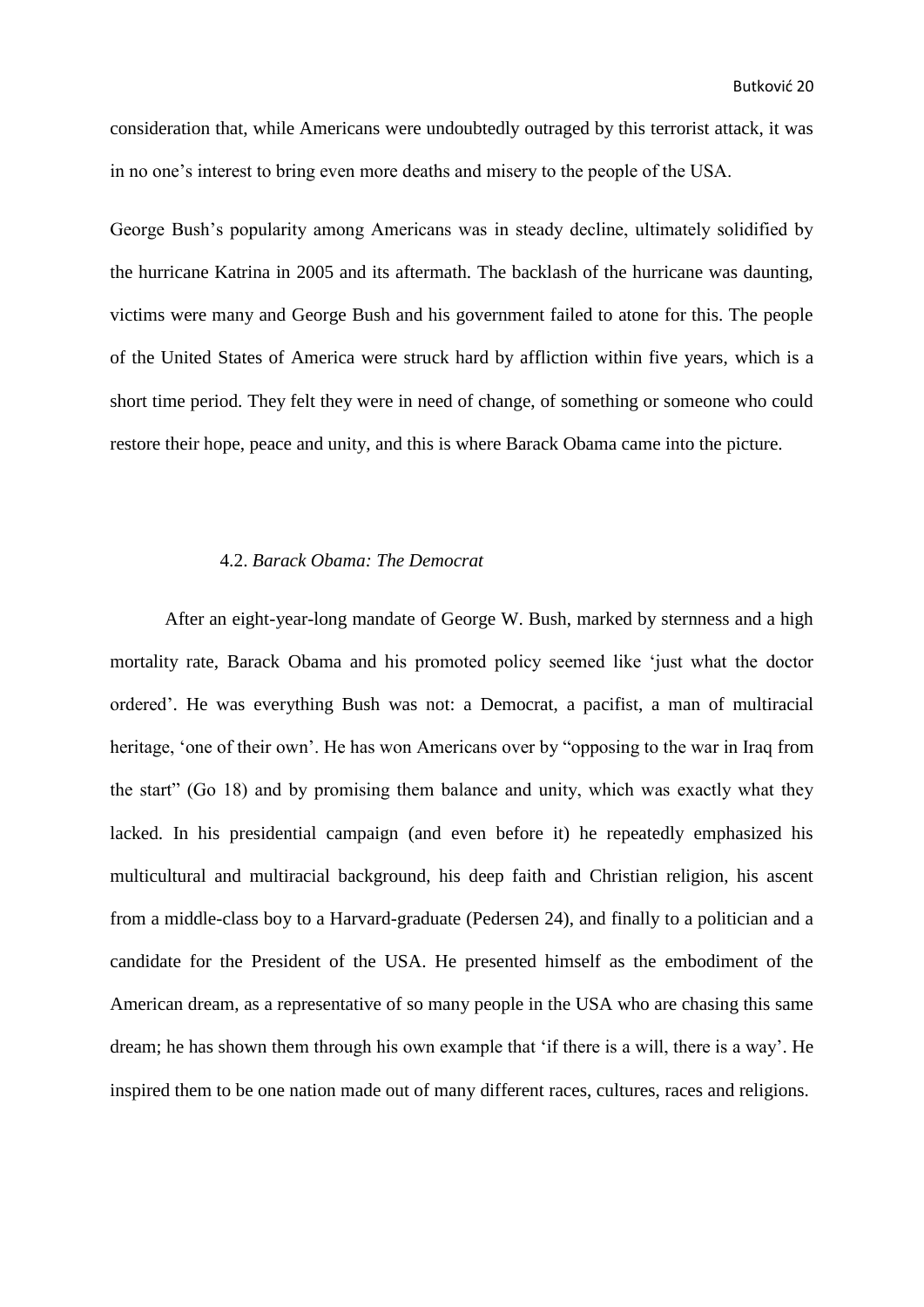consideration that, while Americans were undoubtedly outraged by this terrorist attack, it was in no one's interest to bring even more deaths and misery to the people of the USA.

George Bush's popularity among Americans was in steady decline, ultimately solidified by the hurricane Katrina in 2005 and its aftermath. The backlash of the hurricane was daunting, victims were many and George Bush and his government failed to atone for this. The people of the United States of America were struck hard by affliction within five years, which is a short time period. They felt they were in need of change, of something or someone who could restore their hope, peace and unity, and this is where Barack Obama came into the picture.

### 4.2. *Barack Obama: The Democrat*

After an eight-year-long mandate of George W. Bush, marked by sternness and a high mortality rate, Barack Obama and his promoted policy seemed like 'just what the doctor ordered'. He was everything Bush was not: a Democrat, a pacifist, a man of multiracial heritage, 'one of their own'. He has won Americans over by "opposing to the war in Iraq from the start" (Go 18) and by promising them balance and unity, which was exactly what they lacked. In his presidential campaign (and even before it) he repeatedly emphasized his multicultural and multiracial background, his deep faith and Christian religion, his ascent from a middle-class boy to a Harvard-graduate (Pedersen 24), and finally to a politician and a candidate for the President of the USA. He presented himself as the embodiment of the American dream, as a representative of so many people in the USA who are chasing this same dream; he has shown them through his own example that 'if there is a will, there is a way'. He inspired them to be one nation made out of many different races, cultures, races and religions.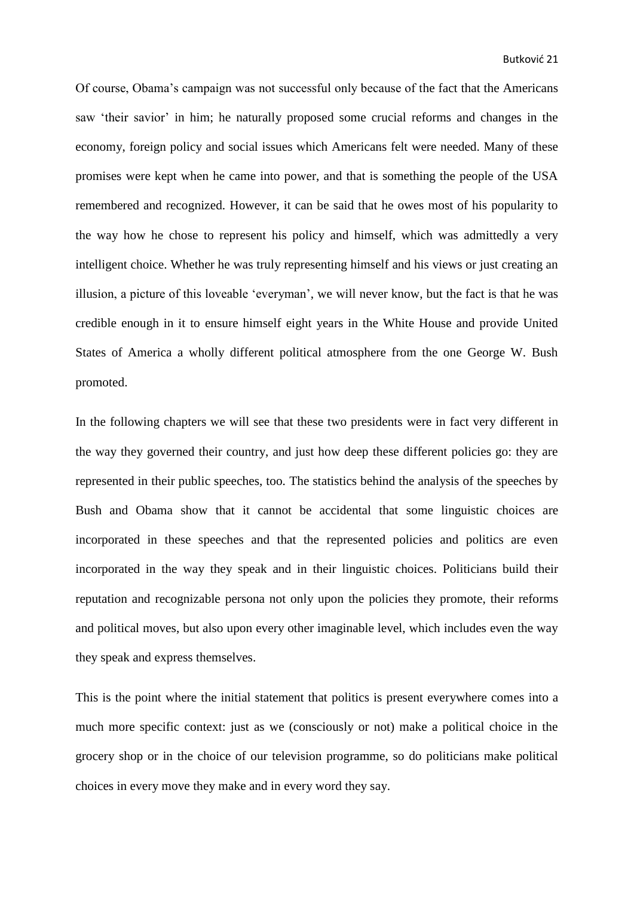Of course, Obama's campaign was not successful only because of the fact that the Americans saw 'their savior' in him; he naturally proposed some crucial reforms and changes in the economy, foreign policy and social issues which Americans felt were needed. Many of these promises were kept when he came into power, and that is something the people of the USA remembered and recognized. However, it can be said that he owes most of his popularity to the way how he chose to represent his policy and himself, which was admittedly a very intelligent choice. Whether he was truly representing himself and his views or just creating an illusion, a picture of this loveable 'everyman', we will never know, but the fact is that he was credible enough in it to ensure himself eight years in the White House and provide United States of America a wholly different political atmosphere from the one George W. Bush promoted.

In the following chapters we will see that these two presidents were in fact very different in the way they governed their country, and just how deep these different policies go: they are represented in their public speeches, too. The statistics behind the analysis of the speeches by Bush and Obama show that it cannot be accidental that some linguistic choices are incorporated in these speeches and that the represented policies and politics are even incorporated in the way they speak and in their linguistic choices. Politicians build their reputation and recognizable persona not only upon the policies they promote, their reforms and political moves, but also upon every other imaginable level, which includes even the way they speak and express themselves.

This is the point where the initial statement that politics is present everywhere comes into a much more specific context: just as we (consciously or not) make a political choice in the grocery shop or in the choice of our television programme, so do politicians make political choices in every move they make and in every word they say.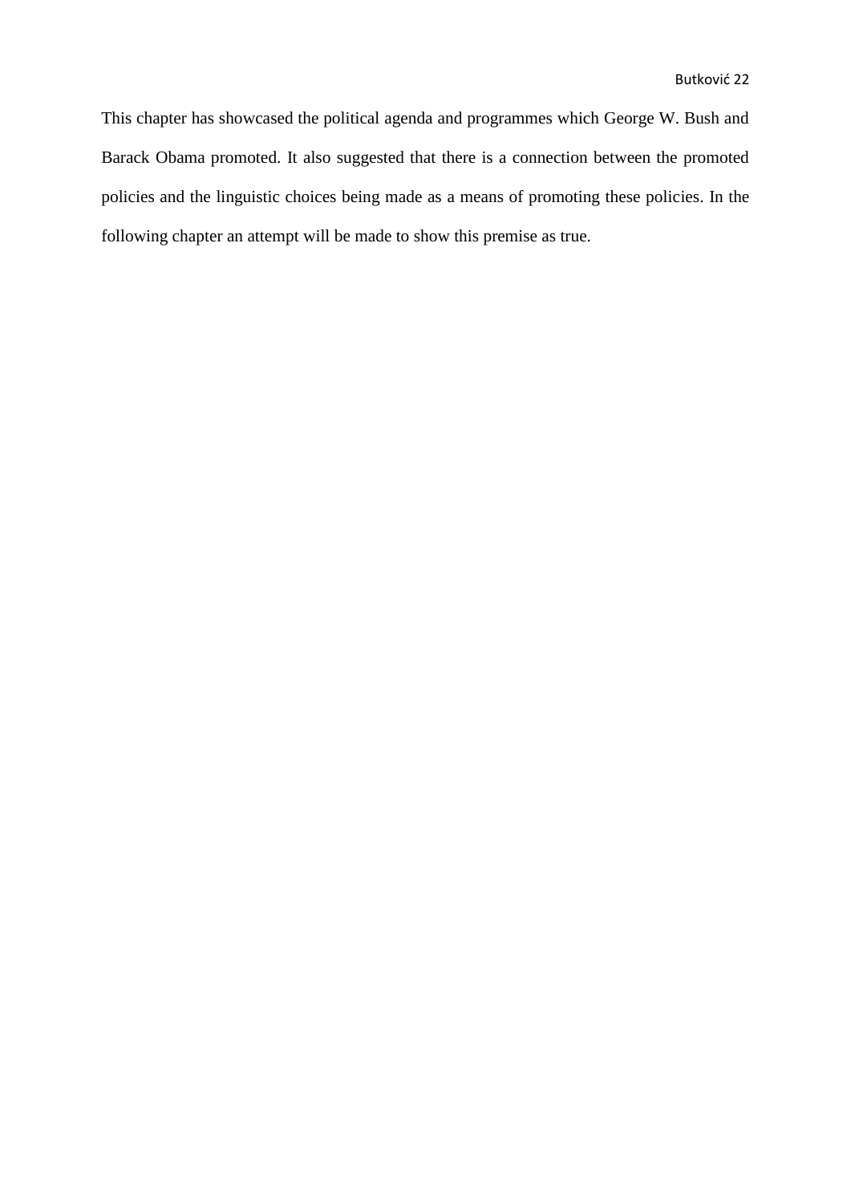This chapter has showcased the political agenda and programmes which George W. Bush and Barack Obama promoted. It also suggested that there is a connection between the promoted policies and the linguistic choices being made as a means of promoting these policies. In the following chapter an attempt will be made to show this premise as true.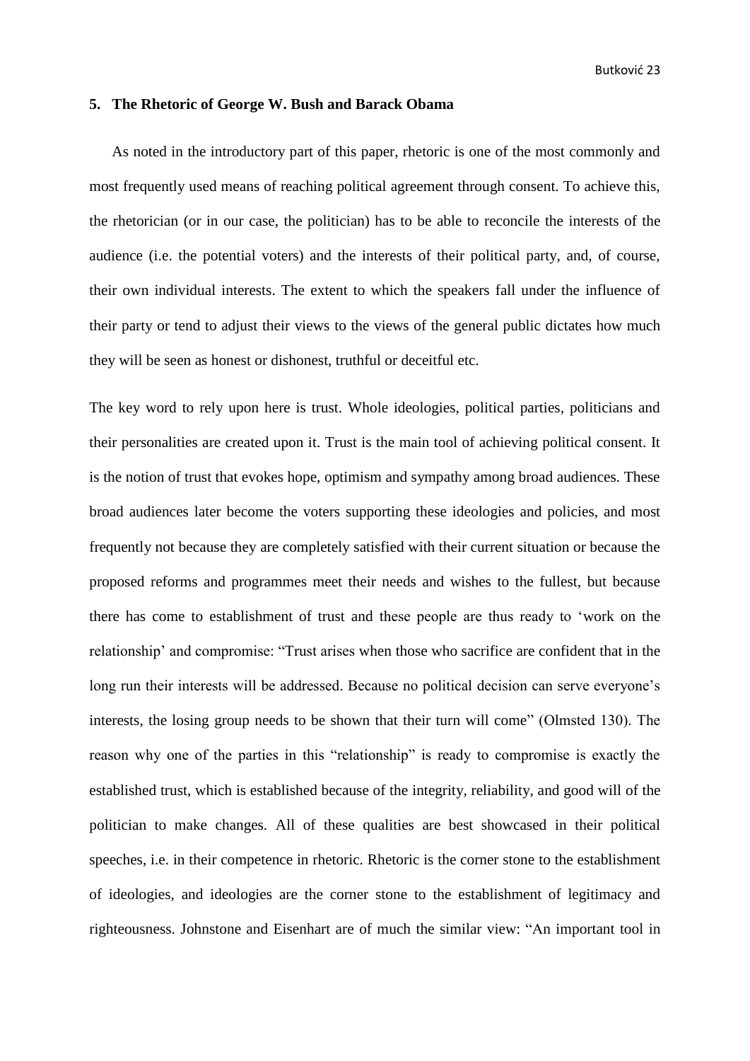## 5. The Rhetoric of George W. Bush and Barack Obama

As noted in the introductory part of this paper, rhetoric is one of the most commonly and most frequently used means of reaching political agreement through consent. To achieve this, the rhetorician (or in our case, the politician) has to be able to reconcile the interests of the audience (i.e. the potential voters) and the interests of their political party, and, of course, their own individual interests. The extent to which the speakers fall under the influence of their party or tend to adjust their views to the views of the general public dictates how much they will be seen as honest or dishonest, truthful or deceitful etc.

The key word to rely upon here is trust. Whole ideologies, political parties, politicians and their personalities are created upon it. Trust is the main tool of achieving political consent. It is the notion of trust that evokes hope, optimism and sympathy among broad audiences. These broad audiences later become the voters supporting these ideologies and policies, and most frequently not because they are completely satisfied with their current situation or because the proposed reforms and programmes meet their needs and wishes to the fullest, but because there has come to establishment of trust and these people are thus ready to 'work on the relationship' and compromise: "Trust arises when those who sacrifice are confident that in the long run their interests will be addressed. Because no political decision can serve everyone's interests, the losing group needs to be shown that their turn will come" (Olmsted 130). The reason why one of the parties in this "relationship" is ready to compromise is exactly the established trust, which is established because of the integrity, reliability, and good will of the politician to make changes. All of these qualities are best showcased in their political speeches, i.e. in their competence in rhetoric. Rhetoric is the corner stone to the establishment of ideologies, and ideologies are the corner stone to the establishment of legitimacy and righteousness. Johnstone and Eisenhart are of much the similar view: "An important tool in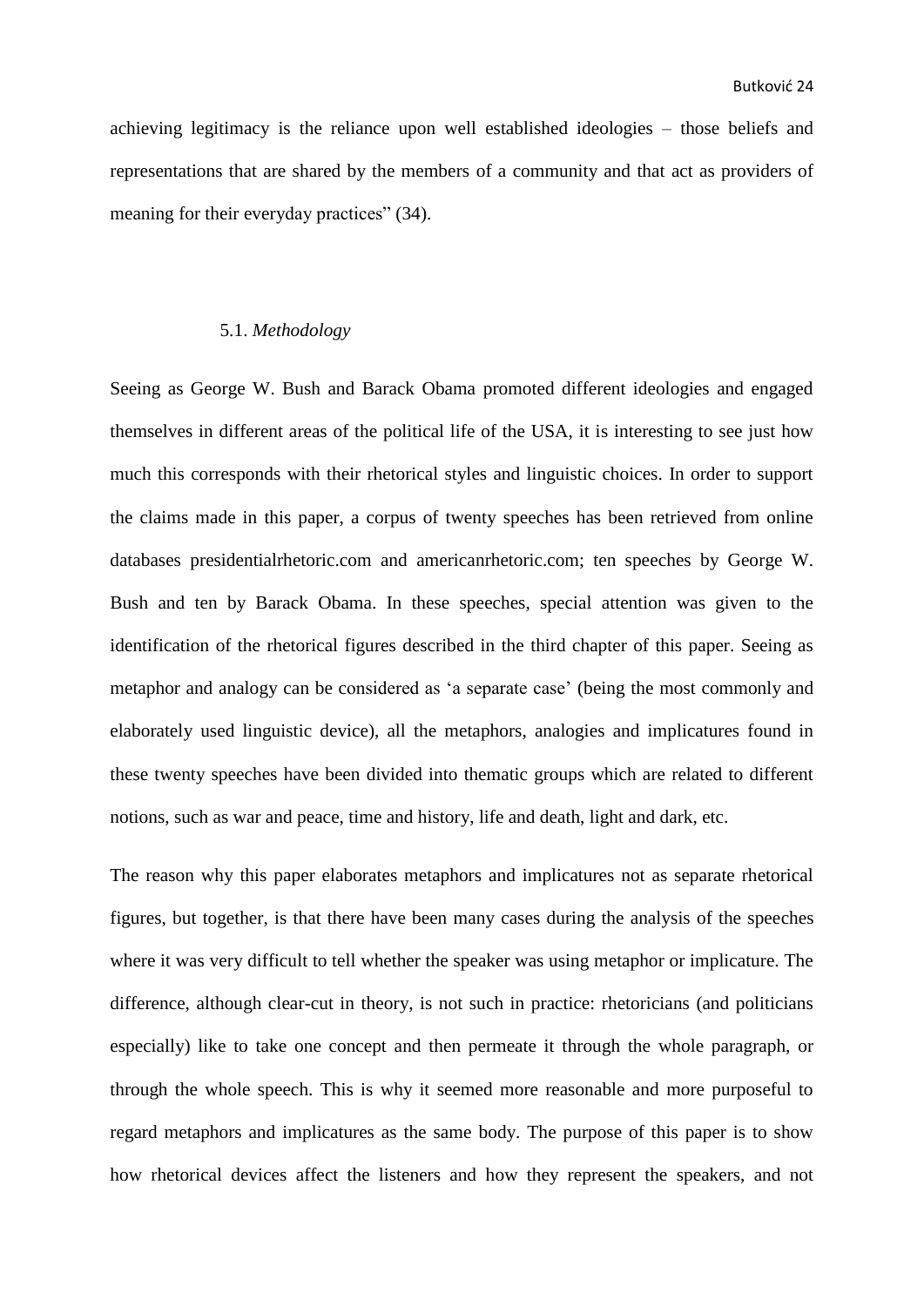achieving legitimacy is the reliance upon well established ideologies – those beliefs and representations that are shared by the members of a community and that act as providers of meaning for their everyday practices" (34).

### 5.1. *Methodology*

Seeing as George W. Bush and Barack Obama promoted different ideologies and engaged themselves in different areas of the political life of the USA, it is interesting to see just how much this corresponds with their rhetorical styles and linguistic choices. In order to support the claims made in this paper, a corpus of twenty speeches has been retrieved from online databases presidentialrhetoric.com and americanrhetoric.com; ten speeches by George W. Bush and ten by Barack Obama. In these speeches, special attention was given to the identification of the rhetorical figures described in the third chapter of this paper. Seeing as metaphor and analogy can be considered as 'a separate case' (being the most commonly and elaborately used linguistic device), all the metaphors, analogies and implicatures found in these twenty speeches have been divided into thematic groups which are related to different notions, such as war and peace, time and history, life and death, light and dark, etc.

The reason why this paper elaborates metaphors and implicatures not as separate rhetorical figures, but together, is that there have been many cases during the analysis of the speeches where it was very difficult to tell whether the speaker was using metaphor or implicature. The difference, although clear-cut in theory, is not such in practice: rhetoricians (and politicians especially) like to take one concept and then permeate it through the whole paragraph, or through the whole speech. This is why it seemed more reasonable and more purposeful to regard metaphors and implicatures as the same body. The purpose of this paper is to show how rhetorical devices affect the listeners and how they represent the speakers, and not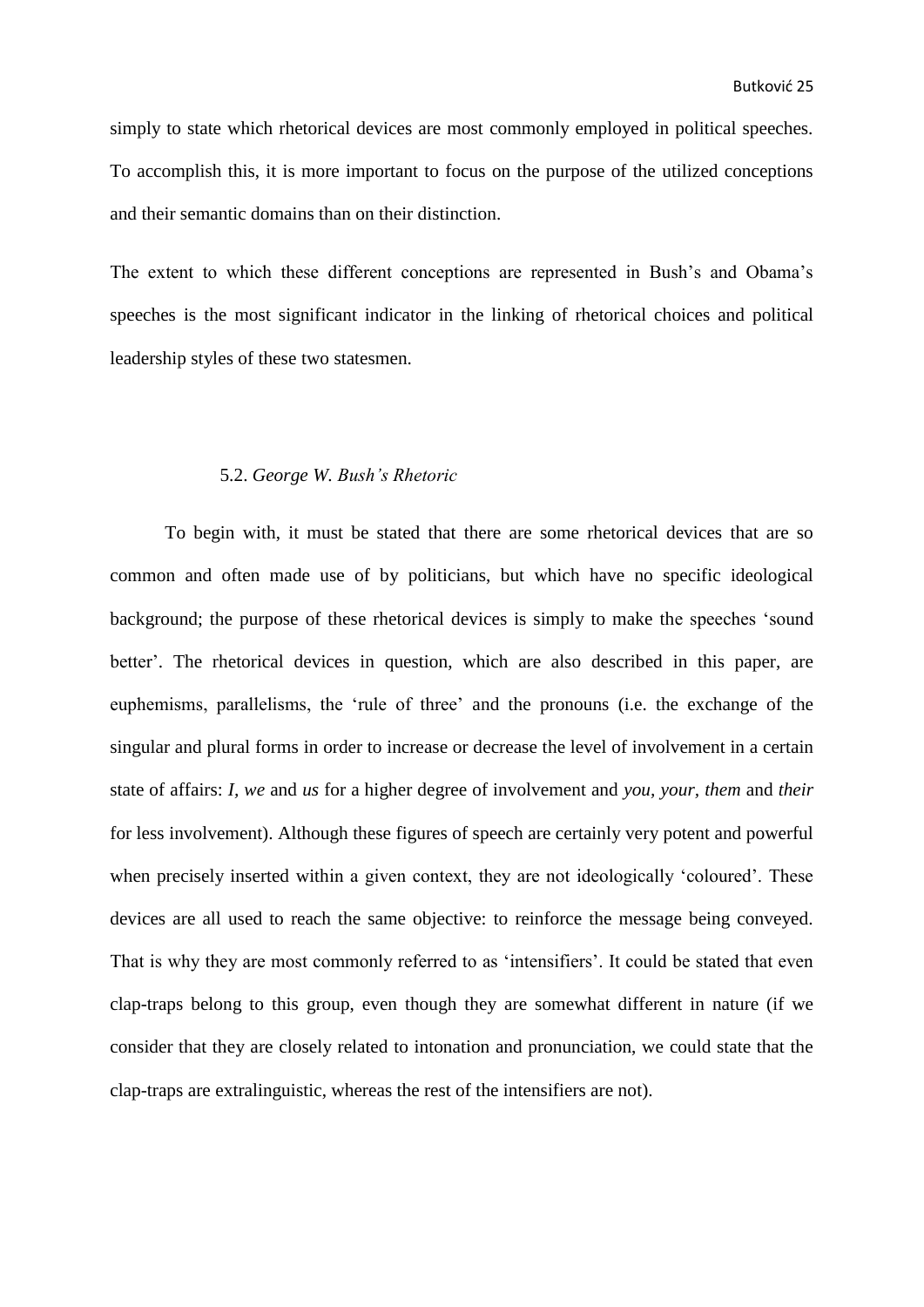simply to state which rhetorical devices are most commonly employed in political speeches. To accomplish this, it is more important to focus on the purpose of the utilized conceptions and their semantic domains than on their distinction.

The extent to which these different conceptions are represented in Bush's and Obama's speeches is the most significant indicator in the linking of rhetorical choices and political leadership styles of these two statesmen.

### 5.2. *George W. Bush's Rhetoric*

To begin with, it must be stated that there are some rhetorical devices that are so common and often made use of by politicians, but which have no specific ideological background; the purpose of these rhetorical devices is simply to make the speeches 'sound better'. The rhetorical devices in question, which are also described in this paper, are euphemisms, parallelisms, the 'rule of three' and the pronouns (i.e. the exchange of the singular and plural forms in order to increase or decrease the level of involvement in a certain state of affairs: *I*, *we* and *us* for a higher degree of involvement and *you, your*, *them* and *their* for less involvement). Although these figures of speech are certainly very potent and powerful when precisely inserted within a given context, they are not ideologically 'coloured'. These devices are all used to reach the same objective: to reinforce the message being conveyed. That is why they are most commonly referred to as 'intensifiers'. It could be stated that even clap-traps belong to this group, even though they are somewhat different in nature (if we consider that they are closely related to intonation and pronunciation, we could state that the clap-traps are extralinguistic, whereas the rest of the intensifiers are not).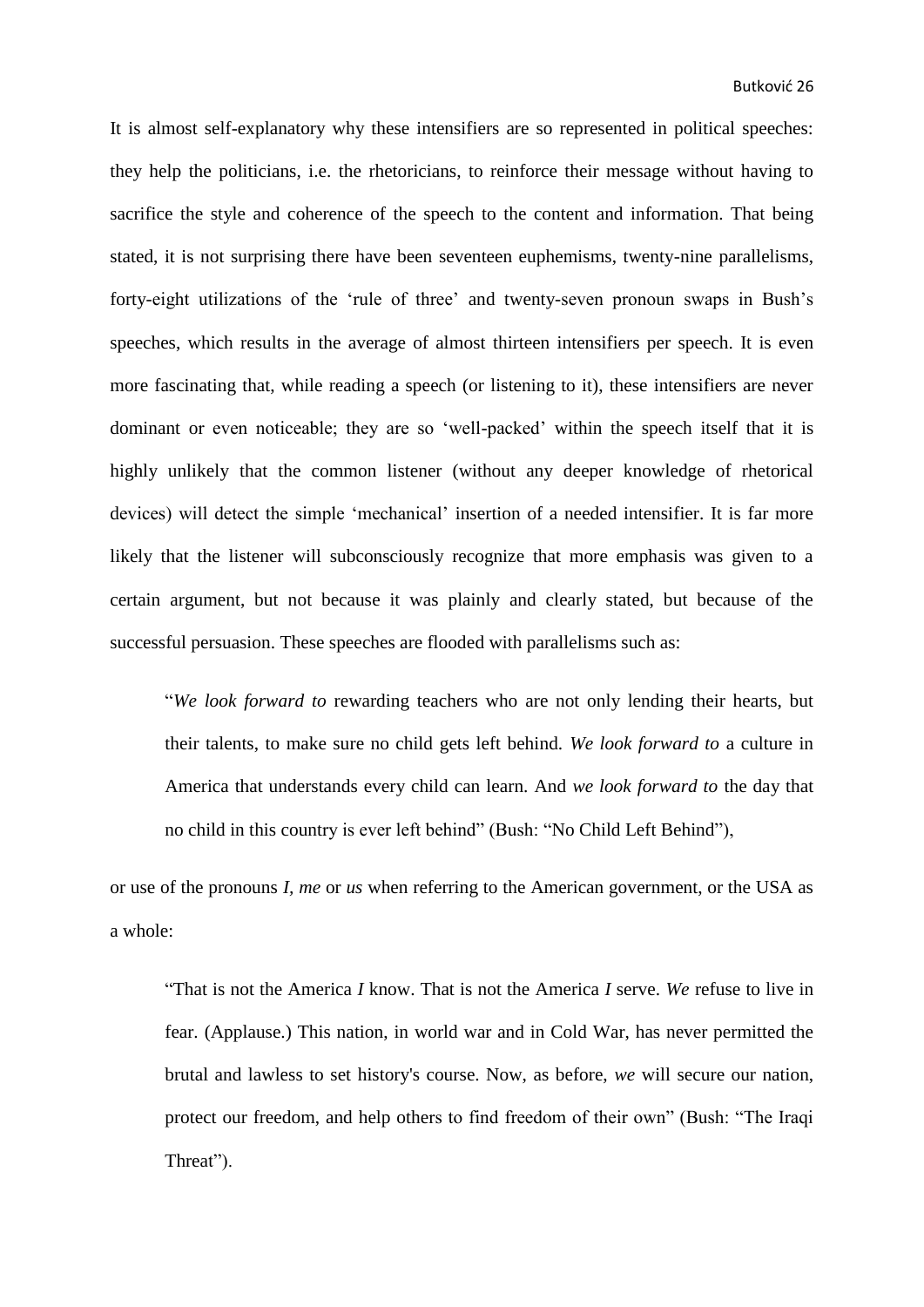It is almost self-explanatory why these intensifiers are so represented in political speeches: they help the politicians, i.e. the rhetoricians, to reinforce their message without having to sacrifice the style and coherence of the speech to the content and information. That being stated, it is not surprising there have been seventeen euphemisms, twenty-nine parallelisms, forty-eight utilizations of the 'rule of three' and twenty-seven pronoun swaps in Bush's speeches, which results in the average of almost thirteen intensifiers per speech. It is even more fascinating that, while reading a speech (or listening to it), these intensifiers are never dominant or even noticeable; they are so 'well-packed' within the speech itself that it is highly unlikely that the common listener (without any deeper knowledge of rhetorical devices) will detect the simple 'mechanical' insertion of a needed intensifier. It is far more likely that the listener will subconsciously recognize that more emphasis was given to a certain argument, but not because it was plainly and clearly stated, but because of the successful persuasion. These speeches are flooded with parallelisms such as:

> "*We look forward to* rewarding teachers who are not only lending their hearts, but their talents, to make sure no child gets left behind. *We look forward to* a culture in America that understands every child can learn. And *we look forward to* the day that no child in this country is ever left behind" (Bush: "No Child Left Behind"),

or use of the pronouns *I*, *me* or *us* when referring to the American government, or the USA as a whole:

> "That is not the America *I* know. That is not the America *I* serve. *We* refuse to live in fear. (Applause.) This nation, in world war and in Cold War, has never permitted the brutal and lawless to set history's course. Now, as before, *we* will secure our nation, protect our freedom, and help others to find freedom of their own" (Bush: "The Iraqi Threat").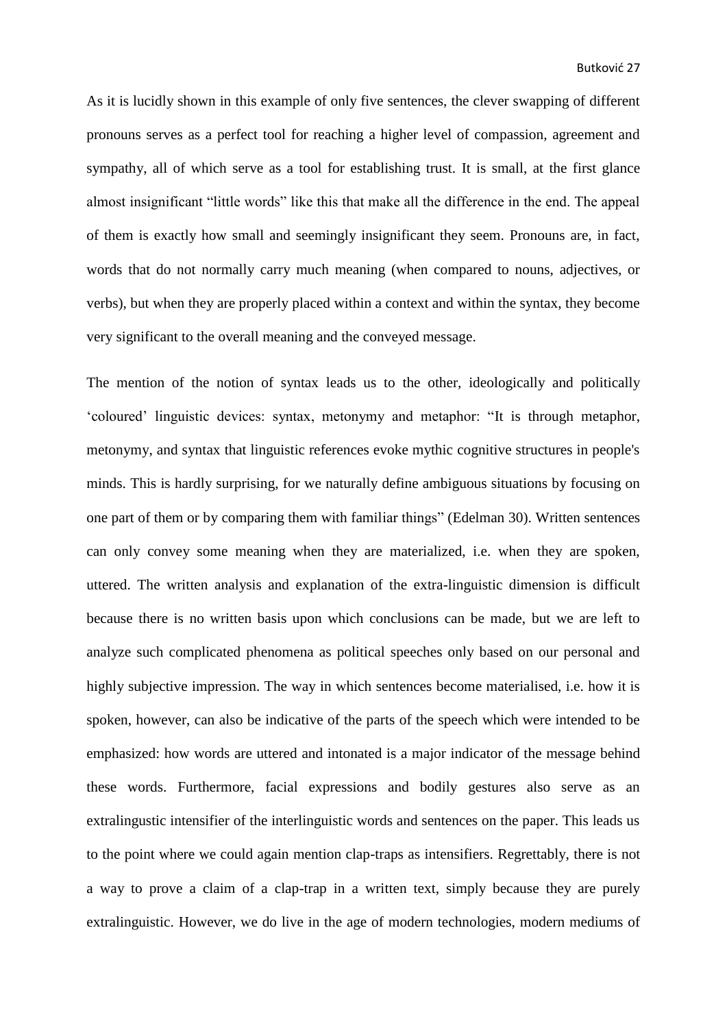As it is lucidly shown in this example of only five sentences, the clever swapping of different pronouns serves as a perfect tool for reaching a higher level of compassion, agreement and sympathy, all of which serve as a tool for establishing trust. It is small, at the first glance almost insignificant "little words" like this that make all the difference in the end. The appeal of them is exactly how small and seemingly insignificant they seem. Pronouns are, in fact, words that do not normally carry much meaning (when compared to nouns, adjectives, or verbs), but when they are properly placed within a context and within the syntax, they become very significant to the overall meaning and the conveyed message.

The mention of the notion of syntax leads us to the other, ideologically and politically 'coloured' linguistic devices: syntax, metonymy and metaphor: "It is through metaphor, metonymy, and syntax that linguistic references evoke mythic cognitive structures in people's minds. This is hardly surprising, for we naturally define ambiguous situations by focusing on one part of them or by comparing them with familiar things" (Edelman 30). Written sentences can only convey some meaning when they are materialized, i.e. when they are spoken, uttered. The written analysis and explanation of the extra-linguistic dimension is difficult because there is no written basis upon which conclusions can be made, but we are left to analyze such complicated phenomena as political speeches only based on our personal and highly subjective impression. The way in which sentences become materialised, i.e. how it is spoken, however, can also be indicative of the parts of the speech which were intended to be emphasized: how words are uttered and intonated is a major indicator of the message behind these words. Furthermore, facial expressions and bodily gestures also serve as an extralingustic intensifier of the interlinguistic words and sentences on the paper. This leads us to the point where we could again mention clap-traps as intensifiers. Regrettably, there is not a way to prove a claim of a clap-trap in a written text, simply because they are purely extralinguistic. However, we do live in the age of modern technologies, modern mediums of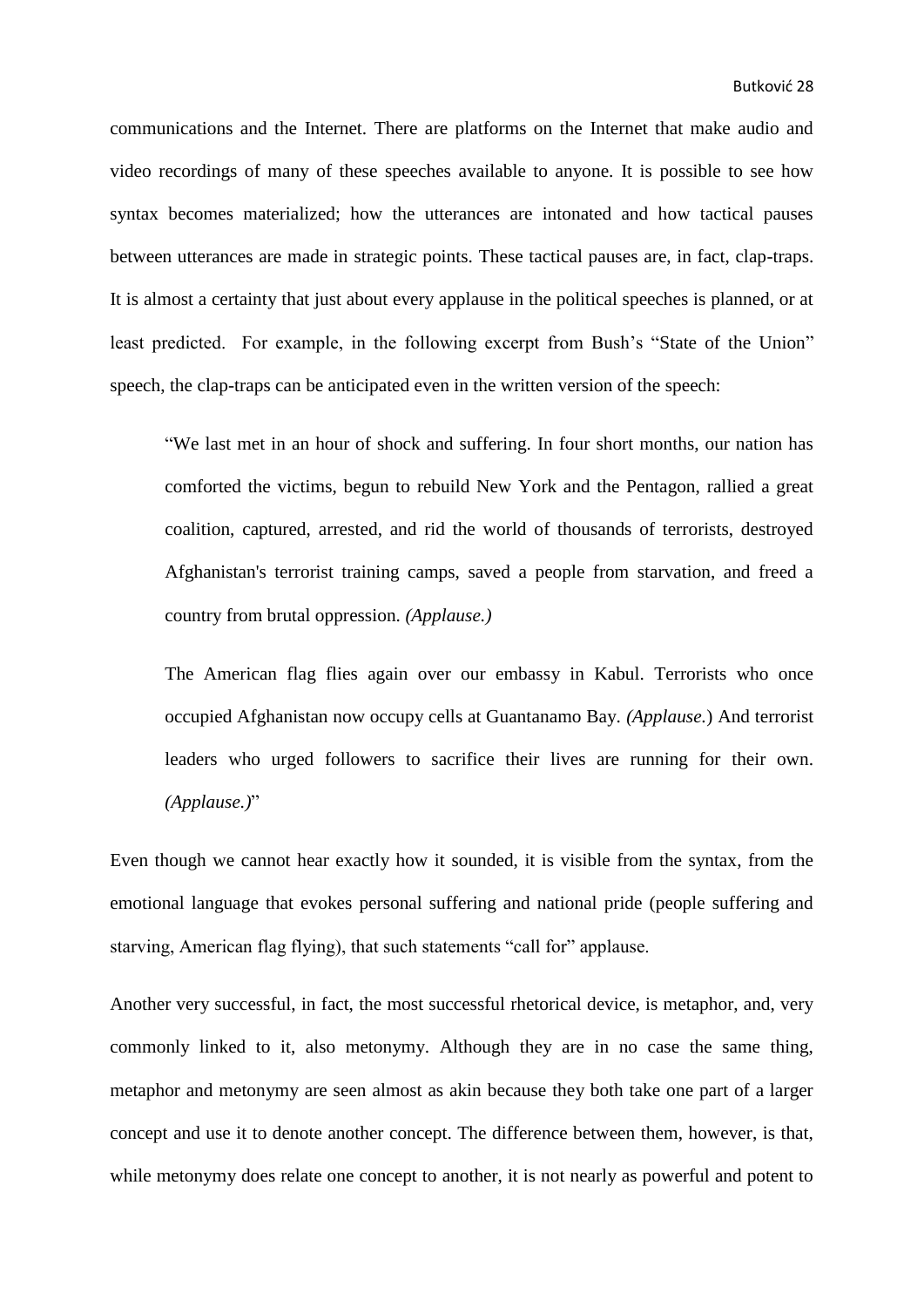communications and the Internet. There are platforms on the Internet that make audio and video recordings of many of these speeches available to anyone. It is possible to see how syntax becomes materialized; how the utterances are intonated and how tactical pauses between utterances are made in strategic points. These tactical pauses are, in fact, clap-traps. It is almost a certainty that just about every applause in the political speeches is planned, or at least predicted. For example, in the following excerpt from Bush's "State of the Union" speech, the clap-traps can be anticipated even in the written version of the speech:

> "We last met in an hour of shock and suffering. In four short months, our nation has comforted the victims, begun to rebuild New York and the Pentagon, rallied a great coalition, captured, arrested, and rid the world of thousands of terrorists, destroyed Afghanistan's terrorist training camps, saved a people from starvation, and freed a country from brutal oppression. *(Applause.)*
>
> The American flag flies again over our embassy in Kabul. Terrorists who once occupied Afghanistan now occupy cells at Guantanamo Bay. *(Applause.*) And terrorist leaders who urged followers to sacrifice their lives are running for their own. *(Applause.)*"

Even though we cannot hear exactly how it sounded, it is visible from the syntax, from the emotional language that evokes personal suffering and national pride (people suffering and starving, American flag flying), that such statements "call for" applause.

Another very successful, in fact, the most successful rhetorical device, is metaphor, and, very commonly linked to it, also metonymy. Although they are in no case the same thing, metaphor and metonymy are seen almost as akin because they both take one part of a larger concept and use it to denote another concept. The difference between them, however, is that, while metonymy does relate one concept to another, it is not nearly as powerful and potent to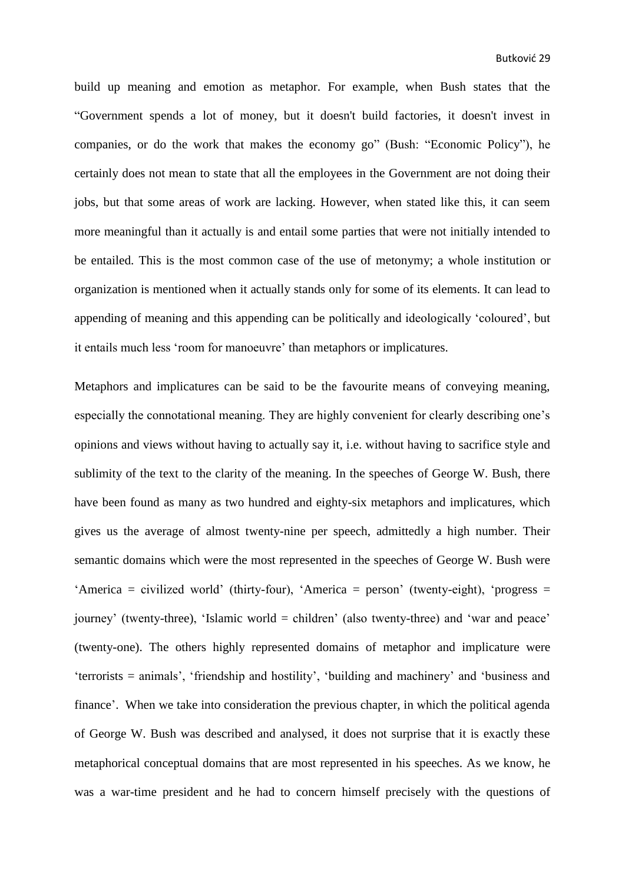build up meaning and emotion as metaphor. For example, when Bush states that the "Government spends a lot of money, but it doesn't build factories, it doesn't invest in companies, or do the work that makes the economy go" (Bush: "Economic Policy"), he certainly does not mean to state that all the employees in the Government are not doing their jobs, but that some areas of work are lacking. However, when stated like this, it can seem more meaningful than it actually is and entail some parties that were not initially intended to be entailed. This is the most common case of the use of metonymy; a whole institution or organization is mentioned when it actually stands only for some of its elements. It can lead to appending of meaning and this appending can be politically and ideologically 'coloured', but it entails much less 'room for manoeuvre' than metaphors or implicatures.

Metaphors and implicatures can be said to be the favourite means of conveying meaning, especially the connotational meaning. They are highly convenient for clearly describing one's opinions and views without having to actually say it, i.e. without having to sacrifice style and sublimity of the text to the clarity of the meaning. In the speeches of George W. Bush, there have been found as many as two hundred and eighty-six metaphors and implicatures, which gives us the average of almost twenty-nine per speech, admittedly a high number. Their semantic domains which were the most represented in the speeches of George W. Bush were 'America = civilized world' (thirty-four), 'America = person' (twenty-eight), 'progress = journey' (twenty-three), 'Islamic world = children' (also twenty-three) and 'war and peace' (twenty-one). The others highly represented domains of metaphor and implicature were 'terrorists = animals', 'friendship and hostility', 'building and machinery' and 'business and finance'. When we take into consideration the previous chapter, in which the political agenda of George W. Bush was described and analysed, it does not surprise that it is exactly these metaphorical conceptual domains that are most represented in his speeches. As we know, he was a war-time president and he had to concern himself precisely with the questions of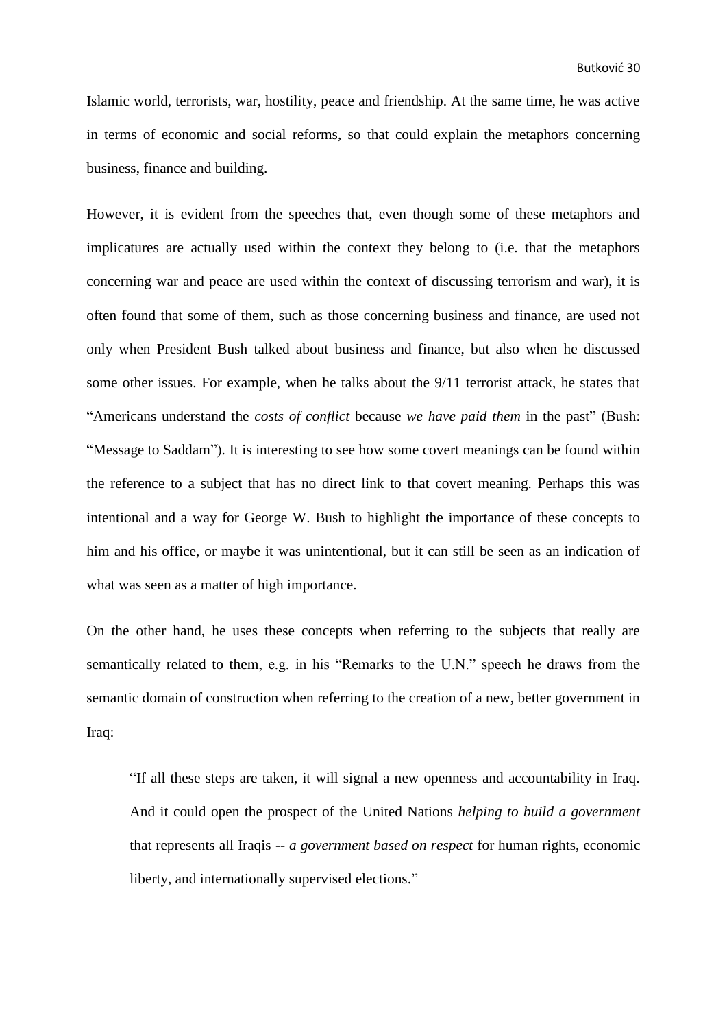Islamic world, terrorists, war, hostility, peace and friendship. At the same time, he was active in terms of economic and social reforms, so that could explain the metaphors concerning business, finance and building.

However, it is evident from the speeches that, even though some of these metaphors and implicatures are actually used within the context they belong to (i.e. that the metaphors concerning war and peace are used within the context of discussing terrorism and war), it is often found that some of them, such as those concerning business and finance, are used not only when President Bush talked about business and finance, but also when he discussed some other issues. For example, when he talks about the 9/11 terrorist attack, he states that "Americans understand the *costs of conflict* because *we have paid them* in the past" (Bush: "Message to Saddam"). It is interesting to see how some covert meanings can be found within the reference to a subject that has no direct link to that covert meaning. Perhaps this was intentional and a way for George W. Bush to highlight the importance of these concepts to him and his office, or maybe it was unintentional, but it can still be seen as an indication of what was seen as a matter of high importance.

On the other hand, he uses these concepts when referring to the subjects that really are semantically related to them, e.g. in his "Remarks to the U.N." speech he draws from the semantic domain of construction when referring to the creation of a new, better government in Iraq:

> "If all these steps are taken, it will signal a new openness and accountability in Iraq. And it could open the prospect of the United Nations *helping to build a government* that represents all Iraqis -- *a government based on respect* for human rights, economic liberty, and internationally supervised elections."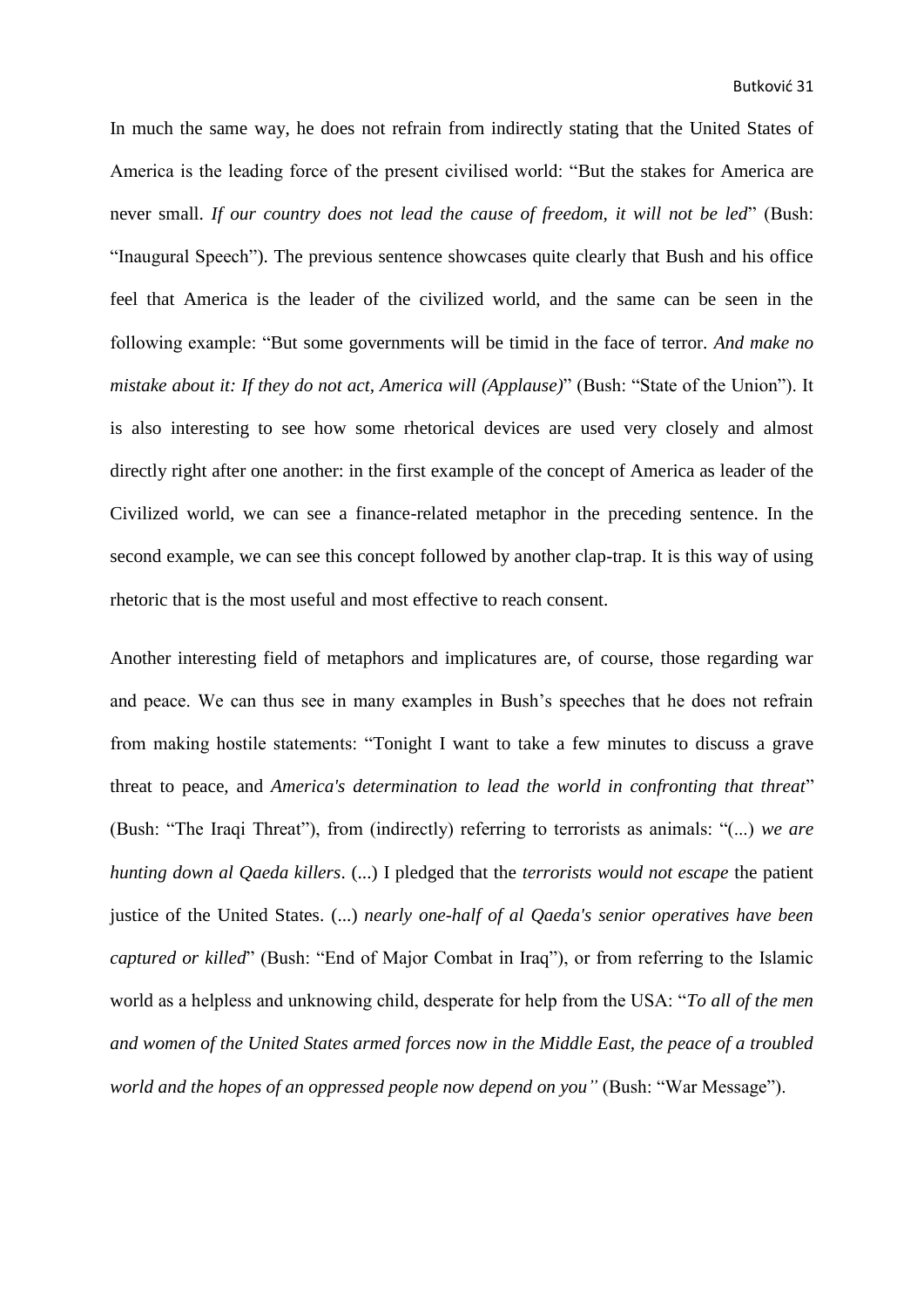In much the same way, he does not refrain from indirectly stating that the United States of America is the leading force of the present civilised world: "But the stakes for America are never small. *If our country does not lead the cause of freedom, it will not be led*" (Bush: "Inaugural Speech"). The previous sentence showcases quite clearly that Bush and his office feel that America is the leader of the civilized world, and the same can be seen in the following example: "But some governments will be timid in the face of terror. *And make no mistake about it: If they do not act, America will (Applause)*" (Bush: "State of the Union"). It is also interesting to see how some rhetorical devices are used very closely and almost directly right after one another: in the first example of the concept of America as leader of the Civilized world, we can see a finance-related metaphor in the preceding sentence. In the second example, we can see this concept followed by another clap-trap. It is this way of using rhetoric that is the most useful and most effective to reach consent.

Another interesting field of metaphors and implicatures are, of course, those regarding war and peace. We can thus see in many examples in Bush's speeches that he does not refrain from making hostile statements: "Tonight I want to take a few minutes to discuss a grave threat to peace, and *America's determination to lead the world in confronting that threat*" (Bush: "The Iraqi Threat"), from (indirectly) referring to terrorists as animals: "(...) *we are hunting down al Qaeda killers*. (...) I pledged that the *terrorists would not escape* the patient justice of the United States. (...) *nearly one-half of al Qaeda's senior operatives have been captured or killed*" (Bush: "End of Major Combat in Iraq"), or from referring to the Islamic world as a helpless and unknowing child, desperate for help from the USA: "*To all of the men and women of the United States armed forces now in the Middle East, the peace of a troubled world and the hopes of an oppressed people now depend on you"* (Bush: "War Message").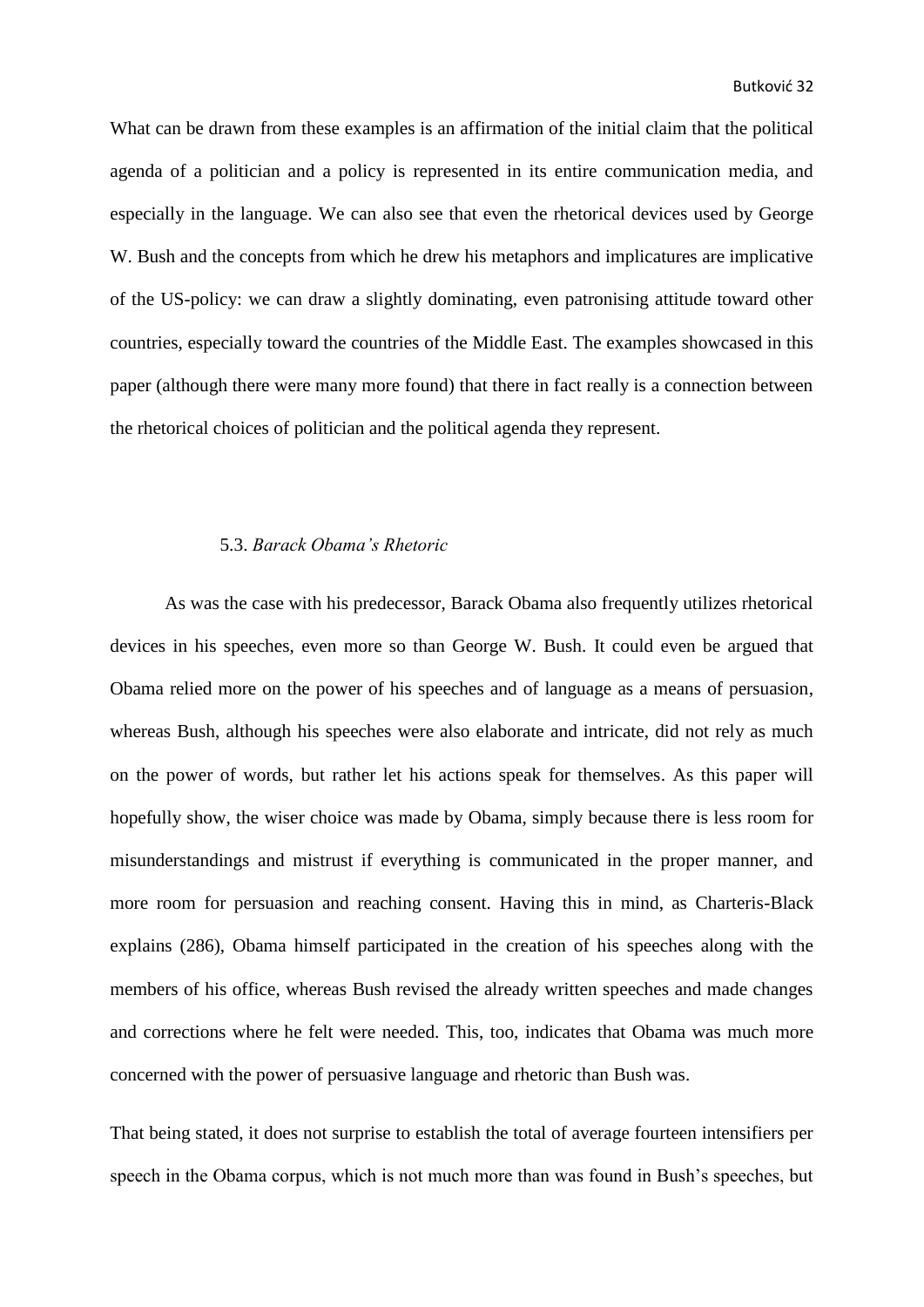What can be drawn from these examples is an affirmation of the initial claim that the political agenda of a politician and a policy is represented in its entire communication media, and especially in the language. We can also see that even the rhetorical devices used by George W. Bush and the concepts from which he drew his metaphors and implicatures are implicative of the US-policy: we can draw a slightly dominating, even patronising attitude toward other countries, especially toward the countries of the Middle East. The examples showcased in this paper (although there were many more found) that there in fact really is a connection between the rhetorical choices of politician and the political agenda they represent.

### 5.3. *Barack Obama's Rhetoric*

As was the case with his predecessor, Barack Obama also frequently utilizes rhetorical devices in his speeches, even more so than George W. Bush. It could even be argued that Obama relied more on the power of his speeches and of language as a means of persuasion, whereas Bush, although his speeches were also elaborate and intricate, did not rely as much on the power of words, but rather let his actions speak for themselves. As this paper will hopefully show, the wiser choice was made by Obama, simply because there is less room for misunderstandings and mistrust if everything is communicated in the proper manner, and more room for persuasion and reaching consent. Having this in mind, as Charteris-Black explains (286), Obama himself participated in the creation of his speeches along with the members of his office, whereas Bush revised the already written speeches and made changes and corrections where he felt were needed. This, too, indicates that Obama was much more concerned with the power of persuasive language and rhetoric than Bush was.

That being stated, it does not surprise to establish the total of average fourteen intensifiers per speech in the Obama corpus, which is not much more than was found in Bush's speeches, but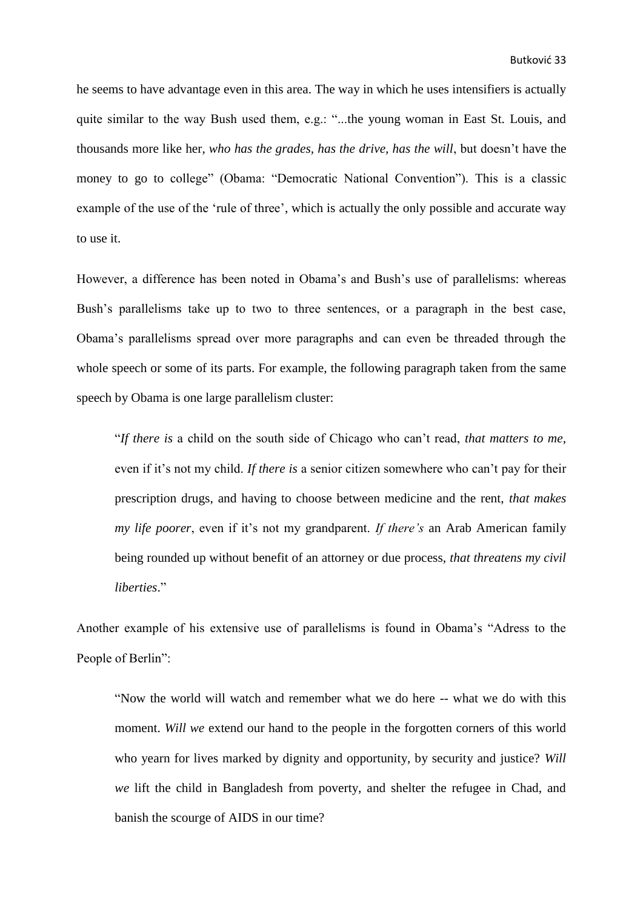he seems to have advantage even in this area. The way in which he uses intensifiers is actually quite similar to the way Bush used them, e.g.: "...the young woman in East St. Louis, and thousands more like her, *who has the grades, has the drive, has the will*, but doesn't have the money to go to college" (Obama: "Democratic National Convention"). This is a classic example of the use of the 'rule of three', which is actually the only possible and accurate way to use it.

However, a difference has been noted in Obama's and Bush's use of parallelisms: whereas Bush's parallelisms take up to two to three sentences, or a paragraph in the best case, Obama's parallelisms spread over more paragraphs and can even be threaded through the whole speech or some of its parts. For example, the following paragraph taken from the same speech by Obama is one large parallelism cluster:

> "*If there is* a child on the south side of Chicago who can't read, *that matters to me*, even if it's not my child. *If there is* a senior citizen somewhere who can't pay for their prescription drugs, and having to choose between medicine and the rent, *that makes my life poorer*, even if it's not my grandparent. *If there's* an Arab American family being rounded up without benefit of an attorney or due process, *that threatens my civil liberties*."

Another example of his extensive use of parallelisms is found in Obama's "Adress to the People of Berlin":

> "Now the world will watch and remember what we do here -- what we do with this moment. *Will we* extend our hand to the people in the forgotten corners of this world who yearn for lives marked by dignity and opportunity, by security and justice? *Will we* lift the child in Bangladesh from poverty, and shelter the refugee in Chad, and banish the scourge of AIDS in our time?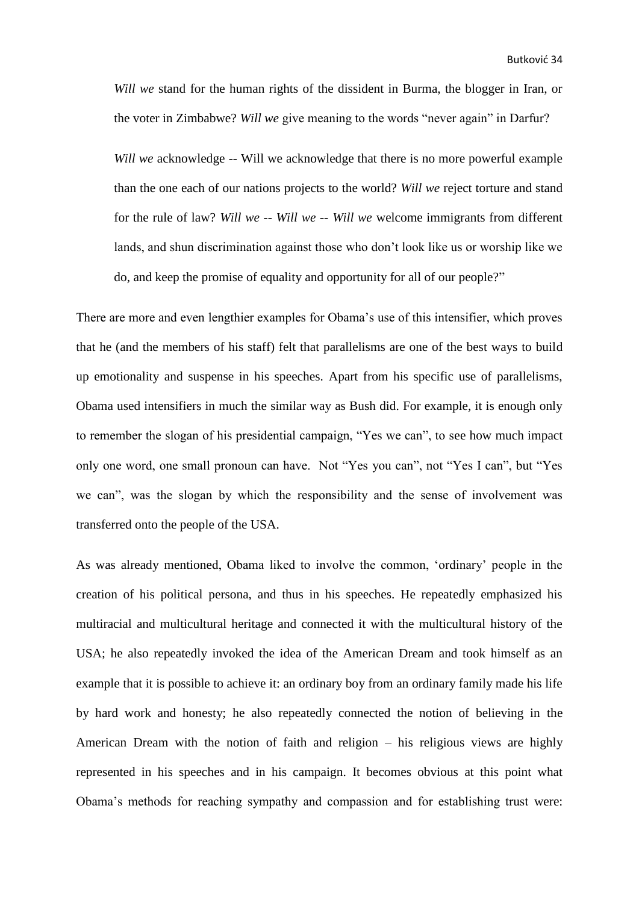> *Will we* stand for the human rights of the dissident in Burma, the blogger in Iran, or the voter in Zimbabwe? *Will we* give meaning to the words "never again" in Darfur?
>
> *Will we* acknowledge -- Will we acknowledge that there is no more powerful example than the one each of our nations projects to the world? *Will we* reject torture and stand for the rule of law? *Will we* -- *Will we* -- *Will we* welcome immigrants from different lands, and shun discrimination against those who don't look like us or worship like we do, and keep the promise of equality and opportunity for all of our people?"

There are more and even lengthier examples for Obama's use of this intensifier, which proves that he (and the members of his staff) felt that parallelisms are one of the best ways to build up emotionality and suspense in his speeches. Apart from his specific use of parallelisms, Obama used intensifiers in much the similar way as Bush did. For example, it is enough only to remember the slogan of his presidential campaign, "Yes we can", to see how much impact only one word, one small pronoun can have. Not "Yes you can", not "Yes I can", but "Yes we can", was the slogan by which the responsibility and the sense of involvement was transferred onto the people of the USA.

As was already mentioned, Obama liked to involve the common, 'ordinary' people in the creation of his political persona, and thus in his speeches. He repeatedly emphasized his multiracial and multicultural heritage and connected it with the multicultural history of the USA; he also repeatedly invoked the idea of the American Dream and took himself as an example that it is possible to achieve it: an ordinary boy from an ordinary family made his life by hard work and honesty; he also repeatedly connected the notion of believing in the American Dream with the notion of faith and religion – his religious views are highly represented in his speeches and in his campaign. It becomes obvious at this point what Obama's methods for reaching sympathy and compassion and for establishing trust were: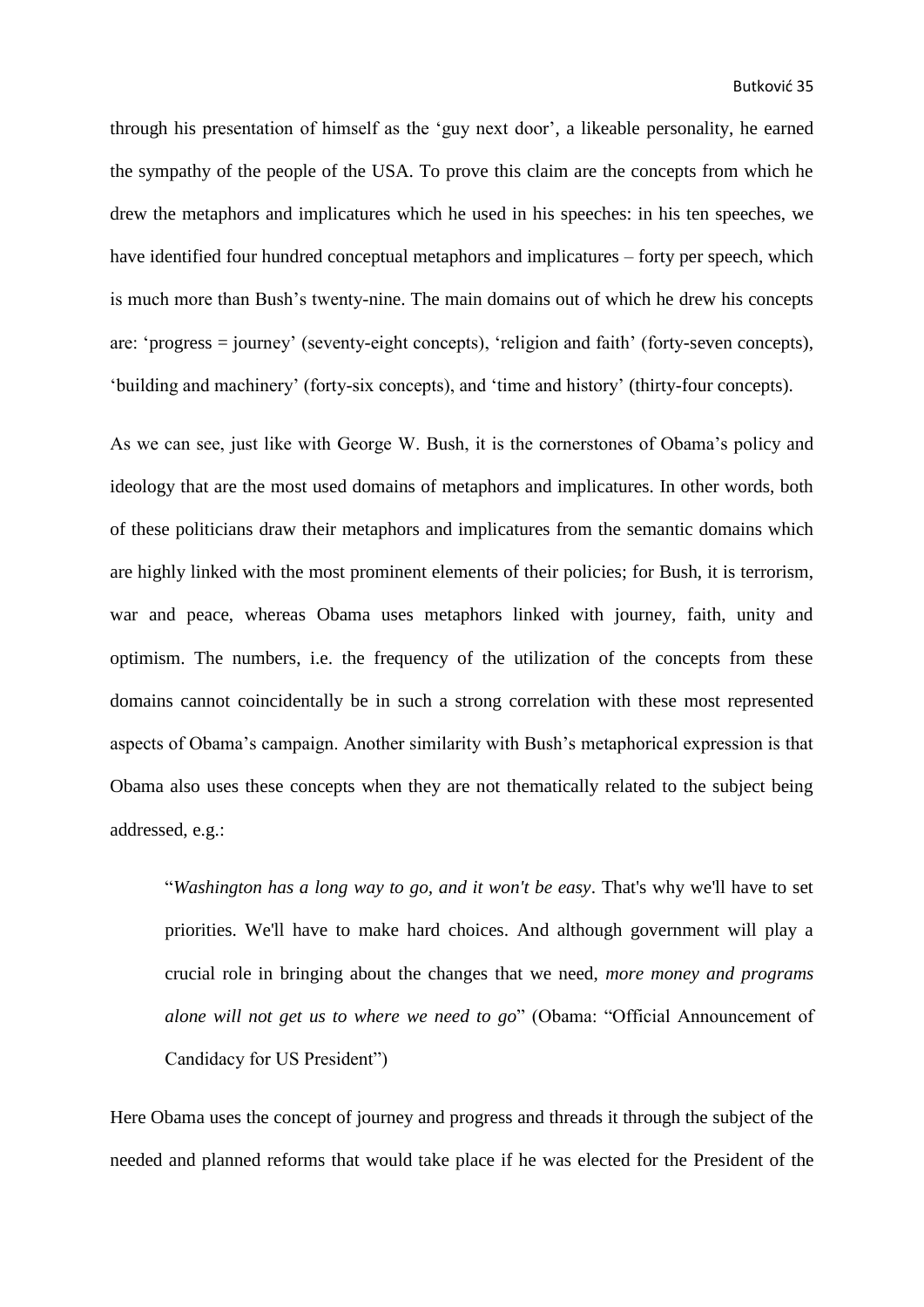through his presentation of himself as the 'guy next door', a likeable personality, he earned the sympathy of the people of the USA. To prove this claim are the concepts from which he drew the metaphors and implicatures which he used in his speeches: in his ten speeches, we have identified four hundred conceptual metaphors and implicatures – forty per speech, which is much more than Bush's twenty-nine. The main domains out of which he drew his concepts are: 'progress = journey' (seventy-eight concepts), 'religion and faith' (forty-seven concepts), 'building and machinery' (forty-six concepts), and 'time and history' (thirty-four concepts).

As we can see, just like with George W. Bush, it is the cornerstones of Obama's policy and ideology that are the most used domains of metaphors and implicatures. In other words, both of these politicians draw their metaphors and implicatures from the semantic domains which are highly linked with the most prominent elements of their policies; for Bush, it is terrorism, war and peace, whereas Obama uses metaphors linked with journey, faith, unity and optimism. The numbers, i.e. the frequency of the utilization of the concepts from these domains cannot coincidentally be in such a strong correlation with these most represented aspects of Obama's campaign. Another similarity with Bush's metaphorical expression is that Obama also uses these concepts when they are not thematically related to the subject being addressed, e.g.:

> "*Washington has a long way to go, and it won't be easy*. That's why we'll have to set priorities. We'll have to make hard choices. And although government will play a crucial role in bringing about the changes that we need, *more money and programs alone will not get us to where we need to go*" (Obama: "Official Announcement of Candidacy for US President")

Here Obama uses the concept of journey and progress and threads it through the subject of the needed and planned reforms that would take place if he was elected for the President of the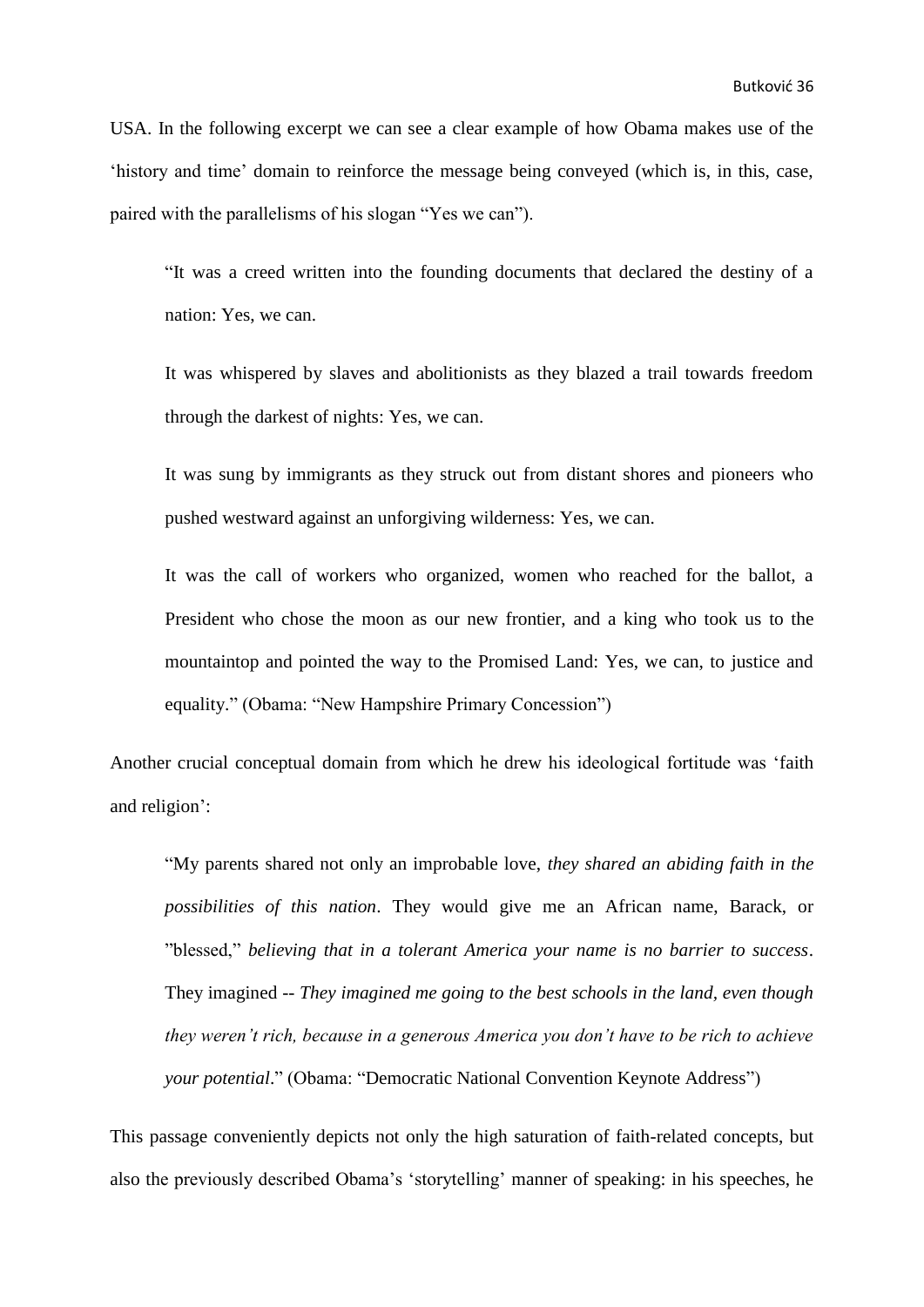USA. In the following excerpt we can see a clear example of how Obama makes use of the ‘history and time’ domain to reinforce the message being conveyed (which is, in this, case, paired with the parallelisms of his slogan “Yes we can”).

> “It was a creed written into the founding documents that declared the destiny of a nation: Yes, we can.
>
> It was whispered by slaves and abolitionists as they blazed a trail towards freedom through the darkest of nights: Yes, we can.
>
> It was sung by immigrants as they struck out from distant shores and pioneers who pushed westward against an unforgiving wilderness: Yes, we can.
>
> It was the call of workers who organized, women who reached for the ballot, a President who chose the moon as our new frontier, and a king who took us to the mountaintop and pointed the way to the Promised Land: Yes, we can, to justice and equality.” (Obama: “New Hampshire Primary Concession”)

Another crucial conceptual domain from which he drew his ideological fortitude was ‘faith and religion’:

> “My parents shared not only an improbable love, *they shared an abiding faith in the possibilities of this nation*. They would give me an African name, Barack, or ”blessed,” *believing that in a tolerant America your name is no barrier to success*. They imagined -- *They imagined me going to the best schools in the land, even though they weren’t rich, because in a generous America you don’t have to be rich to achieve your potential*.” (Obama: “Democratic National Convention Keynote Address”)

This passage conveniently depicts not only the high saturation of faith-related concepts, but also the previously described Obama’s ‘storytelling’ manner of speaking: in his speeches, he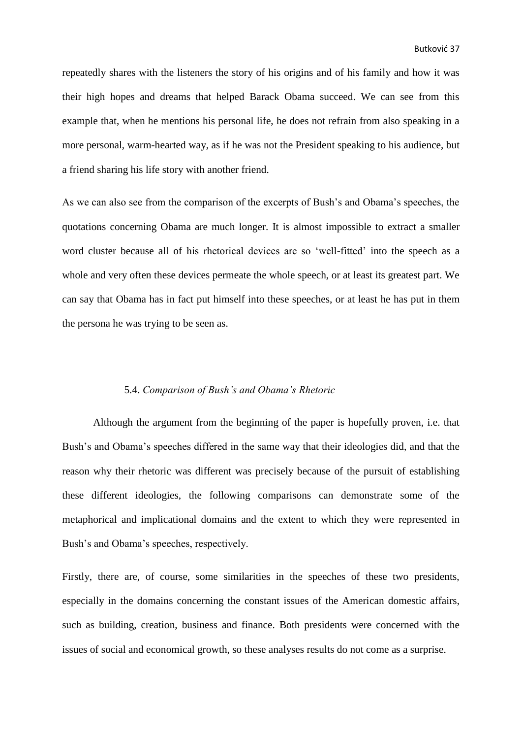repeatedly shares with the listeners the story of his origins and of his family and how it was their high hopes and dreams that helped Barack Obama succeed. We can see from this example that, when he mentions his personal life, he does not refrain from also speaking in a more personal, warm-hearted way, as if he was not the President speaking to his audience, but a friend sharing his life story with another friend.

As we can also see from the comparison of the excerpts of Bush's and Obama's speeches, the quotations concerning Obama are much longer. It is almost impossible to extract a smaller word cluster because all of his rhetorical devices are so 'well-fitted' into the speech as a whole and very often these devices permeate the whole speech, or at least its greatest part. We can say that Obama has in fact put himself into these speeches, or at least he has put in them the persona he was trying to be seen as.

### 5.4. *Comparison of Bush's and Obama's Rhetoric*

Although the argument from the beginning of the paper is hopefully proven, i.e. that Bush's and Obama's speeches differed in the same way that their ideologies did, and that the reason why their rhetoric was different was precisely because of the pursuit of establishing these different ideologies, the following comparisons can demonstrate some of the metaphorical and implicational domains and the extent to which they were represented in Bush's and Obama's speeches, respectively.

Firstly, there are, of course, some similarities in the speeches of these two presidents, especially in the domains concerning the constant issues of the American domestic affairs, such as building, creation, business and finance. Both presidents were concerned with the issues of social and economical growth, so these analyses results do not come as a surprise.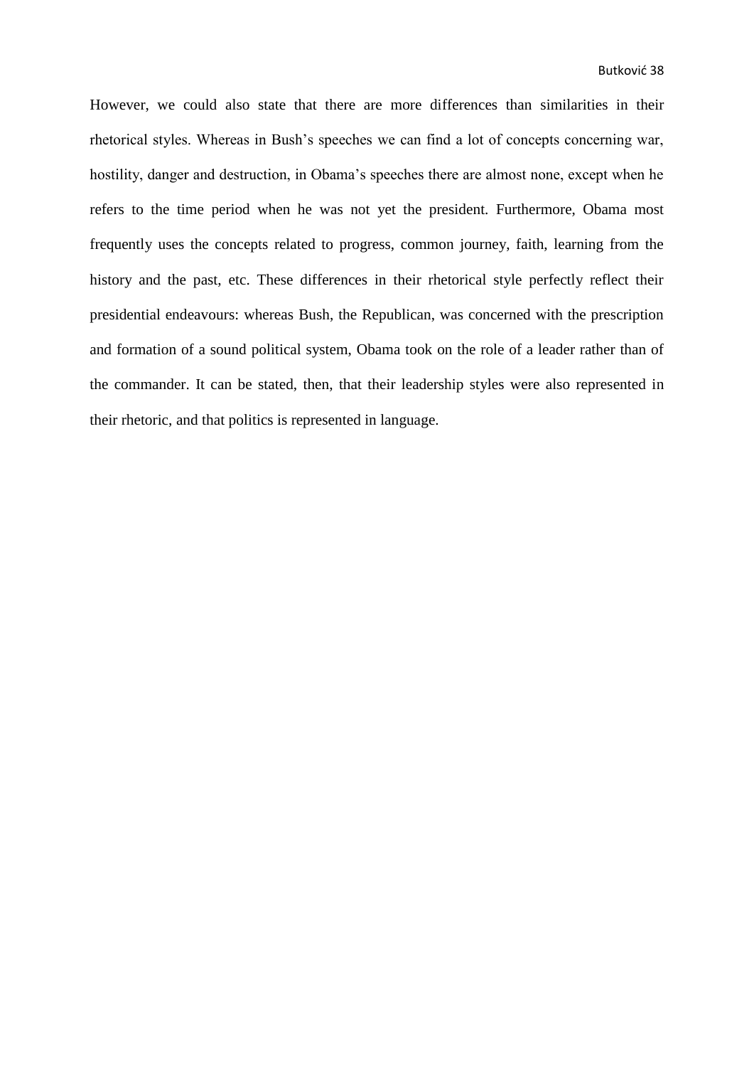However, we could also state that there are more differences than similarities in their rhetorical styles. Whereas in Bush's speeches we can find a lot of concepts concerning war, hostility, danger and destruction, in Obama's speeches there are almost none, except when he refers to the time period when he was not yet the president. Furthermore, Obama most frequently uses the concepts related to progress, common journey, faith, learning from the history and the past, etc. These differences in their rhetorical style perfectly reflect their presidential endeavours: whereas Bush, the Republican, was concerned with the prescription and formation of a sound political system, Obama took on the role of a leader rather than of the commander. It can be stated, then, that their leadership styles were also represented in their rhetoric, and that politics is represented in language.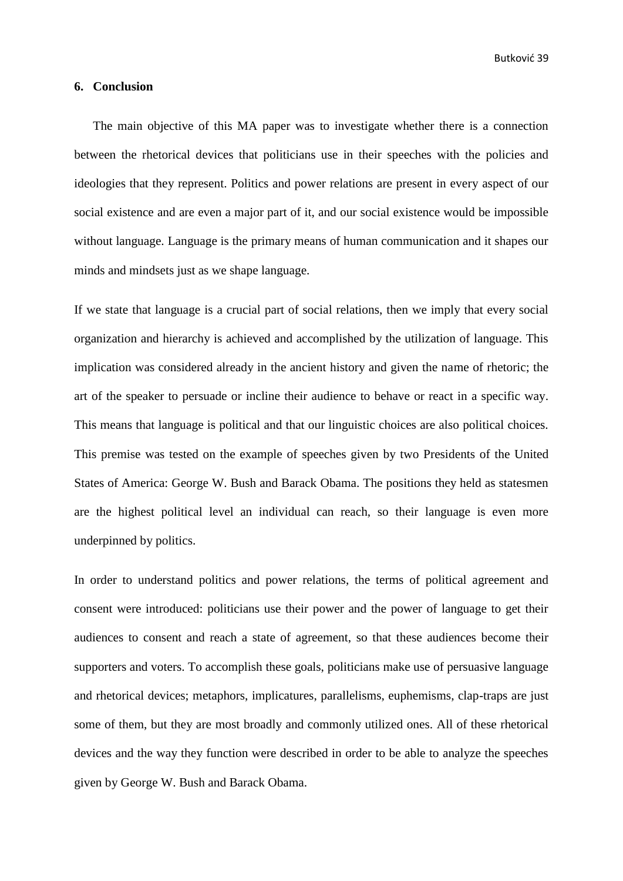## 6. Conclusion

The main objective of this MA paper was to investigate whether there is a connection between the rhetorical devices that politicians use in their speeches with the policies and ideologies that they represent. Politics and power relations are present in every aspect of our social existence and are even a major part of it, and our social existence would be impossible without language. Language is the primary means of human communication and it shapes our minds and mindsets just as we shape language.

If we state that language is a crucial part of social relations, then we imply that every social organization and hierarchy is achieved and accomplished by the utilization of language. This implication was considered already in the ancient history and given the name of rhetoric; the art of the speaker to persuade or incline their audience to behave or react in a specific way. This means that language is political and that our linguistic choices are also political choices. This premise was tested on the example of speeches given by two Presidents of the United States of America: George W. Bush and Barack Obama. The positions they held as statesmen are the highest political level an individual can reach, so their language is even more underpinned by politics.

In order to understand politics and power relations, the terms of political agreement and consent were introduced: politicians use their power and the power of language to get their audiences to consent and reach a state of agreement, so that these audiences become their supporters and voters. To accomplish these goals, politicians make use of persuasive language and rhetorical devices; metaphors, implicatures, parallelisms, euphemisms, clap-traps are just some of them, but they are most broadly and commonly utilized ones. All of these rhetorical devices and the way they function were described in order to be able to analyze the speeches given by George W. Bush and Barack Obama.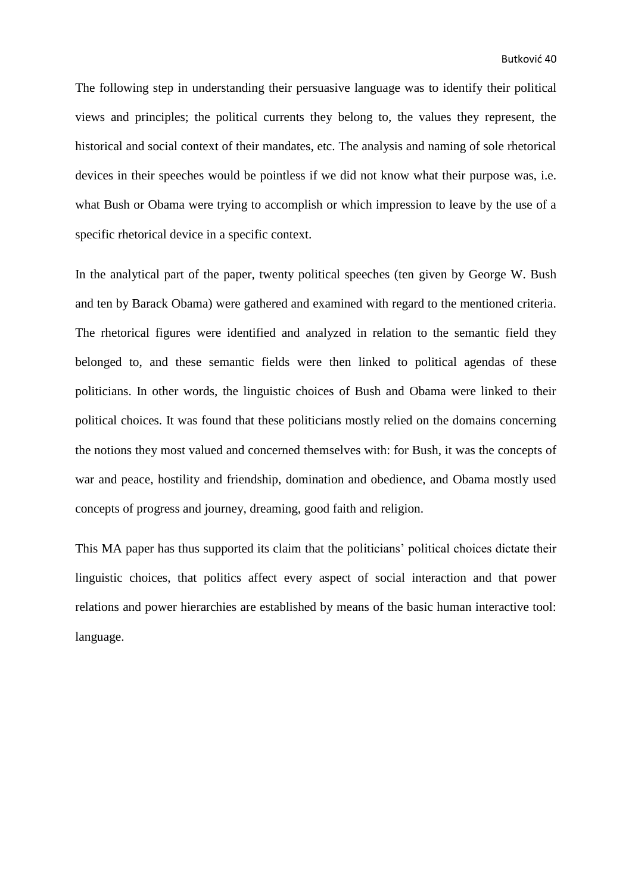The following step in understanding their persuasive language was to identify their political views and principles; the political currents they belong to, the values they represent, the historical and social context of their mandates, etc. The analysis and naming of sole rhetorical devices in their speeches would be pointless if we did not know what their purpose was, i.e. what Bush or Obama were trying to accomplish or which impression to leave by the use of a specific rhetorical device in a specific context.

In the analytical part of the paper, twenty political speeches (ten given by George W. Bush and ten by Barack Obama) were gathered and examined with regard to the mentioned criteria. The rhetorical figures were identified and analyzed in relation to the semantic field they belonged to, and these semantic fields were then linked to political agendas of these politicians. In other words, the linguistic choices of Bush and Obama were linked to their political choices. It was found that these politicians mostly relied on the domains concerning the notions they most valued and concerned themselves with: for Bush, it was the concepts of war and peace, hostility and friendship, domination and obedience, and Obama mostly used concepts of progress and journey, dreaming, good faith and religion.

This MA paper has thus supported its claim that the politicians' political choices dictate their linguistic choices, that politics affect every aspect of social interaction and that power relations and power hierarchies are established by means of the basic human interactive tool: language.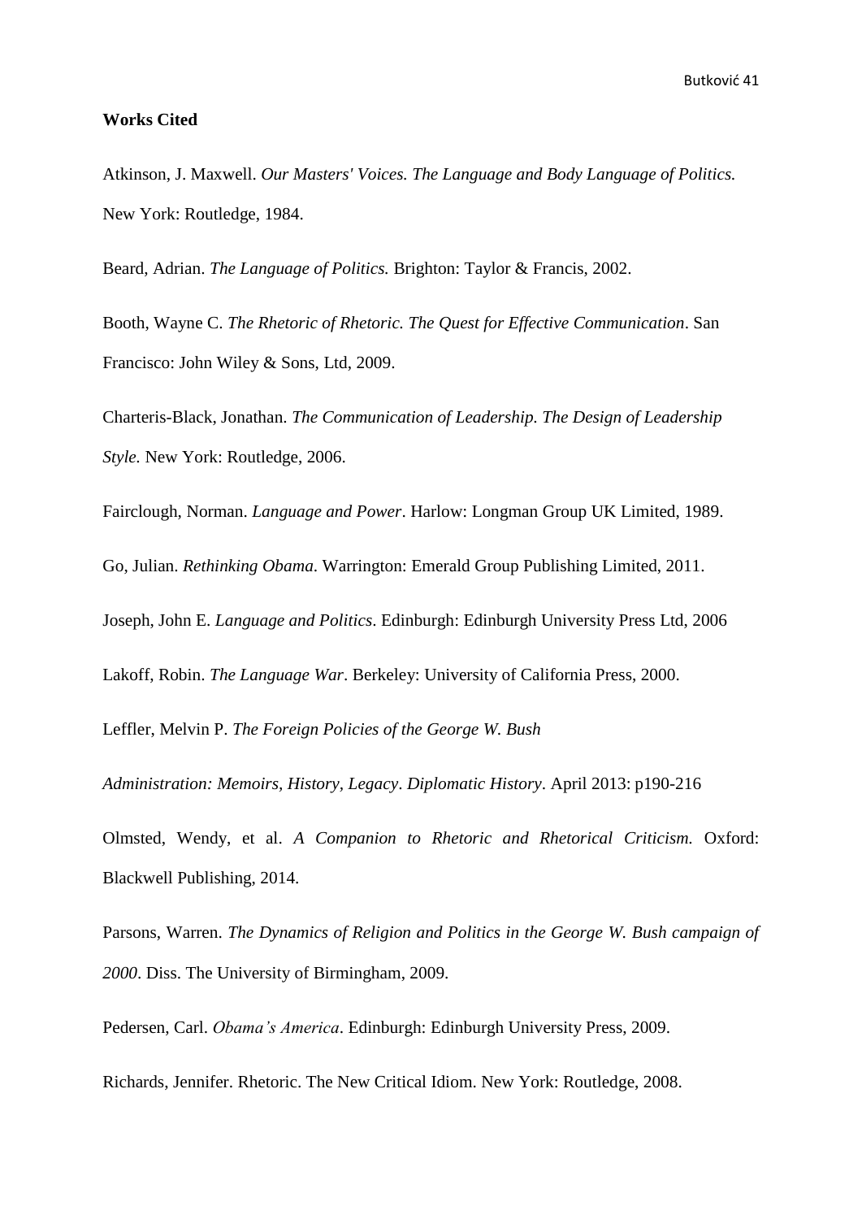**Works Cited**

Atkinson, J. Maxwell. *Our Masters' Voices. The Language and Body Language of Politics.* New York: Routledge, 1984.

Beard, Adrian. *The Language of Politics.* Brighton: Taylor & Francis, 2002.

Booth, Wayne C. *The Rhetoric of Rhetoric. The Quest for Effective Communication*. San Francisco: John Wiley & Sons, Ltd, 2009.

Charteris-Black, Jonathan. *The Communication of Leadership. The Design of Leadership Style.* New York: Routledge, 2006.

Fairclough, Norman. *Language and Power*. Harlow: Longman Group UK Limited, 1989.

Go, Julian. *Rethinking Obama*. Warrington: Emerald Group Publishing Limited, 2011.

Joseph, John E. *Language and Politics*. Edinburgh: Edinburgh University Press Ltd, 2006

Lakoff, Robin. *The Language War*. Berkeley: University of California Press, 2000.

Leffler, Melvin P. *The Foreign Policies of the George W. Bush Administration: Memoirs, History, Legacy*. *Diplomatic History*. April 2013: p190-216

Olmsted, Wendy, et al. *A Companion to Rhetoric and Rhetorical Criticism.* Oxford: Blackwell Publishing, 2014.

Parsons, Warren. *The Dynamics of Religion and Politics in the George W. Bush campaign of 2000*. Diss. The University of Birmingham, 2009.

Pedersen, Carl. *Obama's America*. Edinburgh: Edinburgh University Press, 2009.

Richards, Jennifer. Rhetoric. The New Critical Idiom. New York: Routledge, 2008.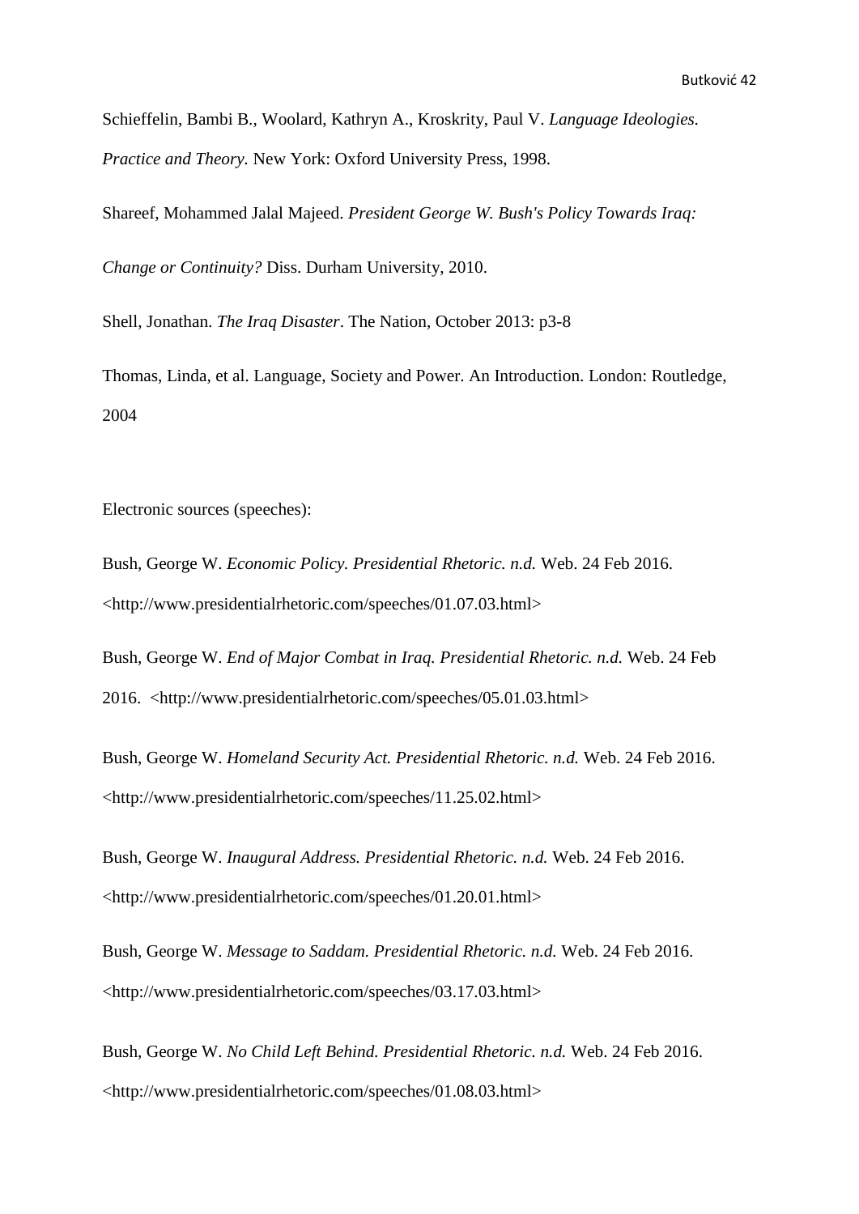Schieffelin, Bambi B., Woolard, Kathryn A., Kroskrity, Paul V. *Language Ideologies. Practice and Theory*. New York: Oxford University Press, 1998.

Shareef, Mohammed Jalal Majeed. *President George W. Bush's Policy Towards Iraq: Change or Continuity?* Diss. Durham University, 2010.

Shell, Jonathan. *The Iraq Disaster*. The Nation, October 2013: p3-8

Thomas, Linda, et al. Language, Society and Power. An Introduction. London: Routledge, 2004

Electronic sources (speeches):

Bush, George W. *Economic Policy. Presidential Rhetoric. n.d.* Web. 24 Feb 2016. <http://www.presidentialrhetoric.com/speeches/01.07.03.html>

Bush, George W. *End of Major Combat in Iraq. Presidential Rhetoric. n.d.* Web. 24 Feb 2016. <http://www.presidentialrhetoric.com/speeches/05.01.03.html>

Bush, George W. *Homeland Security Act. Presidential Rhetoric. n.d.* Web. 24 Feb 2016. <http://www.presidentialrhetoric.com/speeches/11.25.02.html>

Bush, George W. *Inaugural Address. Presidential Rhetoric. n.d.* Web. 24 Feb 2016. <http://www.presidentialrhetoric.com/speeches/01.20.01.html>

Bush, George W. *Message to Saddam. Presidential Rhetoric. n.d.* Web. 24 Feb 2016. <http://www.presidentialrhetoric.com/speeches/03.17.03.html>

Bush, George W. *No Child Left Behind. Presidential Rhetoric. n.d.* Web. 24 Feb 2016. <http://www.presidentialrhetoric.com/speeches/01.08.03.html>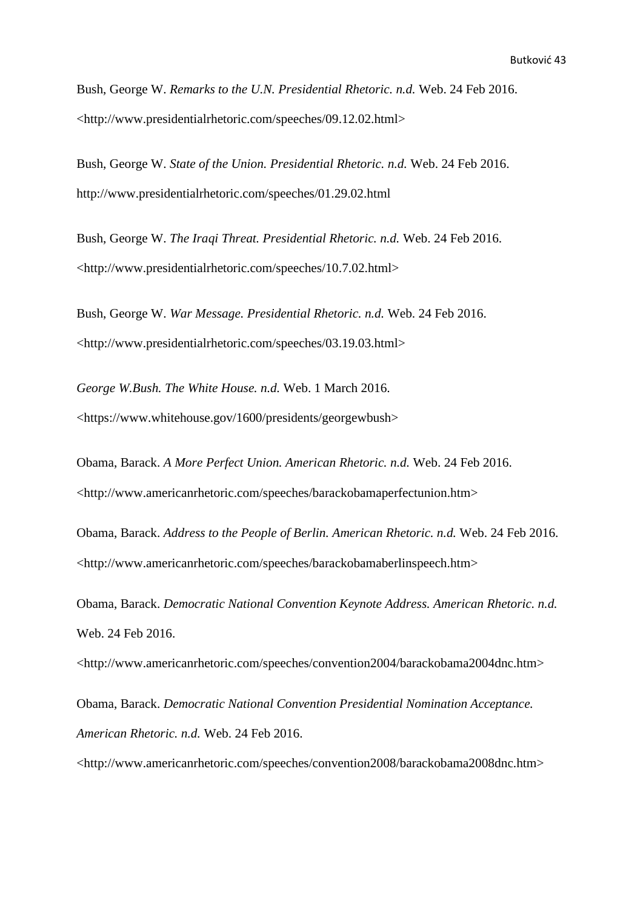Bush, George W. *Remarks to the U.N. Presidential Rhetoric. n.d.* Web. 24 Feb 2016. <http://www.presidentialrhetoric.com/speeches/09.12.02.html>

Bush, George W. *State of the Union. Presidential Rhetoric. n.d.* Web. 24 Feb 2016. http://www.presidentialrhetoric.com/speeches/01.29.02.html

Bush, George W. *The Iraqi Threat. Presidential Rhetoric. n.d.* Web. 24 Feb 2016. <http://www.presidentialrhetoric.com/speeches/10.7.02.html>

Bush, George W. *War Message. Presidential Rhetoric. n.d.* Web. 24 Feb 2016. <http://www.presidentialrhetoric.com/speeches/03.19.03.html>

*George W.Bush. The White House. n.d.* Web. 1 March 2016. <https://www.whitehouse.gov/1600/presidents/georgewbush>

Obama, Barack. *A More Perfect Union. American Rhetoric. n.d.* Web. 24 Feb 2016. <http://www.americanrhetoric.com/speeches/barackobamaperfectunion.htm>

Obama, Barack. *Address to the People of Berlin. American Rhetoric. n.d.* Web. 24 Feb 2016. <http://www.americanrhetoric.com/speeches/barackobamaberlinspeech.htm>

Obama, Barack. *Democratic National Convention Keynote Address. American Rhetoric. n.d.* Web. 24 Feb 2016. <http://www.americanrhetoric.com/speeches/convention2004/barackobama2004dnc.htm>

Obama, Barack. *Democratic National Convention Presidential Nomination Acceptance. American Rhetoric. n.d.* Web. 24 Feb 2016. <http://www.americanrhetoric.com/speeches/convention2008/barackobama2008dnc.htm>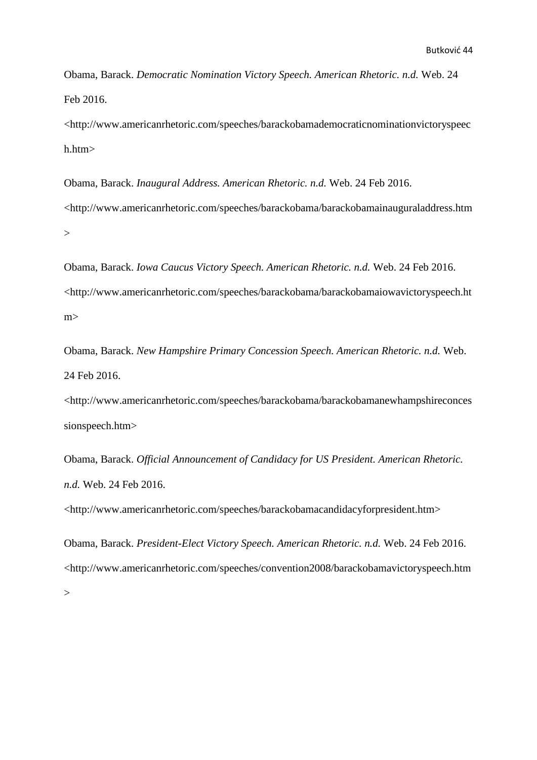Obama, Barack. *Democratic Nomination Victory Speech. American Rhetoric. n.d.* Web. 24 Feb 2016. <http://www.americanrhetoric.com/speeches/barackobamademocraticnominationvictoryspeech.htm>

Obama, Barack. *Inaugural Address. American Rhetoric. n.d.* Web. 24 Feb 2016. <http://www.americanrhetoric.com/speeches/barackobama/barackobamainauguraladdress.htm>

Obama, Barack. *Iowa Caucus Victory Speech. American Rhetoric. n.d.* Web. 24 Feb 2016. <http://www.americanrhetoric.com/speeches/barackobama/barackobamaiowavictoryspeech.htm>

Obama, Barack. *New Hampshire Primary Concession Speech. American Rhetoric. n.d.* Web. 24 Feb 2016. <http://www.americanrhetoric.com/speeches/barackobama/barackobamanewhampshireconcessionspeech.htm>

Obama, Barack. *Official Announcement of Candidacy for US President. American Rhetoric. n.d.* Web. 24 Feb 2016. <http://www.americanrhetoric.com/speeches/barackobamacandidacyforpresident.htm>

Obama, Barack. *President-Elect Victory Speech. American Rhetoric. n.d.* Web. 24 Feb 2016. <http://www.americanrhetoric.com/speeches/convention2008/barackobamavictoryspeech.htm>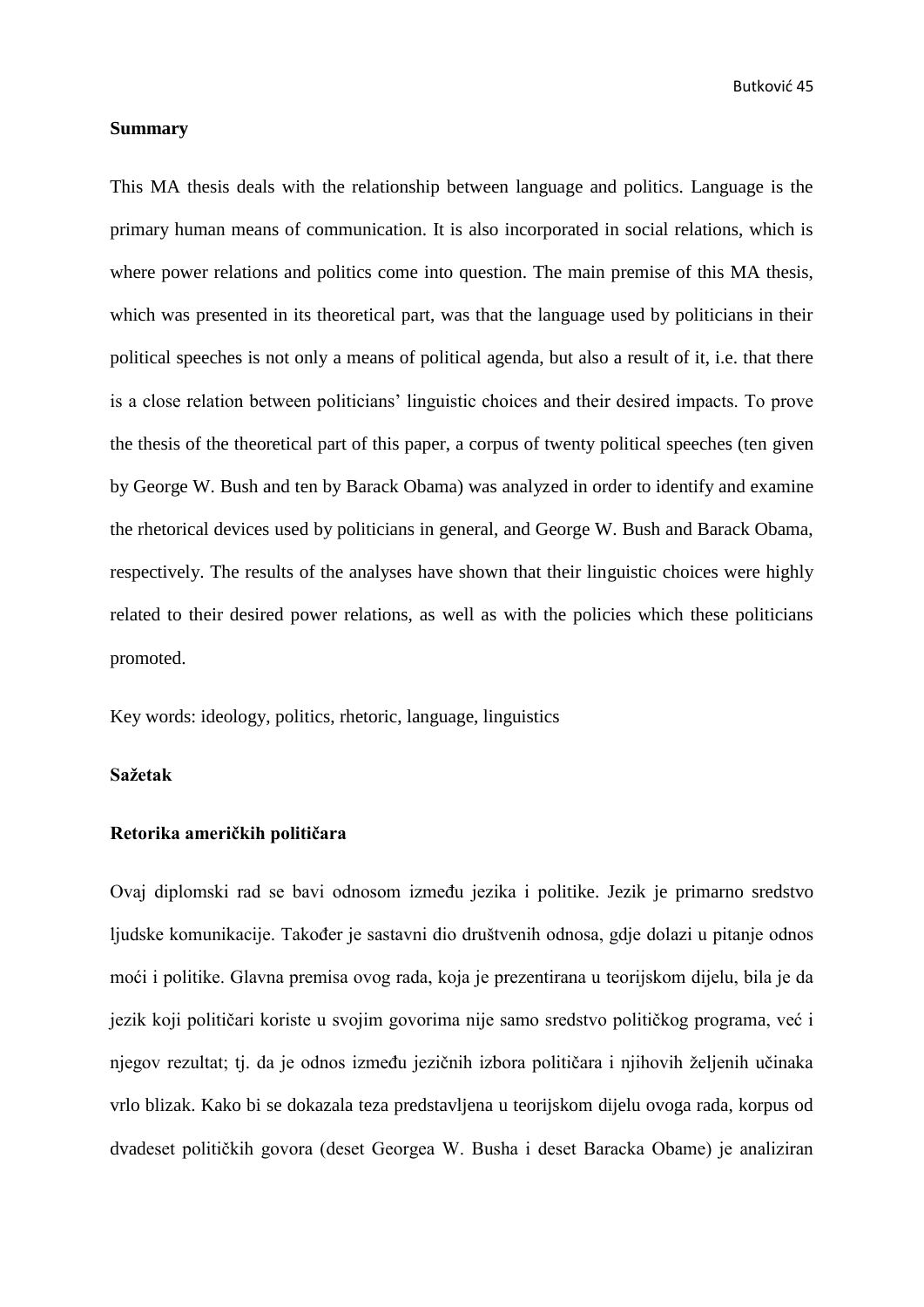**Summary**

This MA thesis deals with the relationship between language and politics. Language is the primary human means of communication. It is also incorporated in social relations, which is where power relations and politics come into question. The main premise of this MA thesis, which was presented in its theoretical part, was that the language used by politicians in their political speeches is not only a means of political agenda, but also a result of it, i.e. that there is a close relation between politicians' linguistic choices and their desired impacts. To prove the thesis of the theoretical part of this paper, a corpus of twenty political speeches (ten given by George W. Bush and ten by Barack Obama) was analyzed in order to identify and examine the rhetorical devices used by politicians in general, and George W. Bush and Barack Obama, respectively. The results of the analyses have shown that their linguistic choices were highly related to their desired power relations, as well as with the policies which these politicians promoted.

Key words: ideology, politics, rhetoric, language, linguistics

**Sažetak**

**Retorika američkih političara**

Ovaj diplomski rad se bavi odnosom između jezika i politike. Jezik je primarno sredstvo ljudske komunikacije. Također je sastavni dio društvenih odnosa, gdje dolazi u pitanje odnos moći i politike. Glavna premisa ovog rada, koja je prezentirana u teorijskom dijelu, bila je da jezik koji političari koriste u svojim govorima nije samo sredstvo političkog programa, već i njegov rezultat; tj. da je odnos između jezičnih izbora političara i njihovih željenih učinaka vrlo blizak. Kako bi se dokazala teza predstavljena u teorijskom dijelu ovoga rada, korpus od dvadeset političkih govora (deset Georgea W. Busha i deset Baracka Obame) je analiziran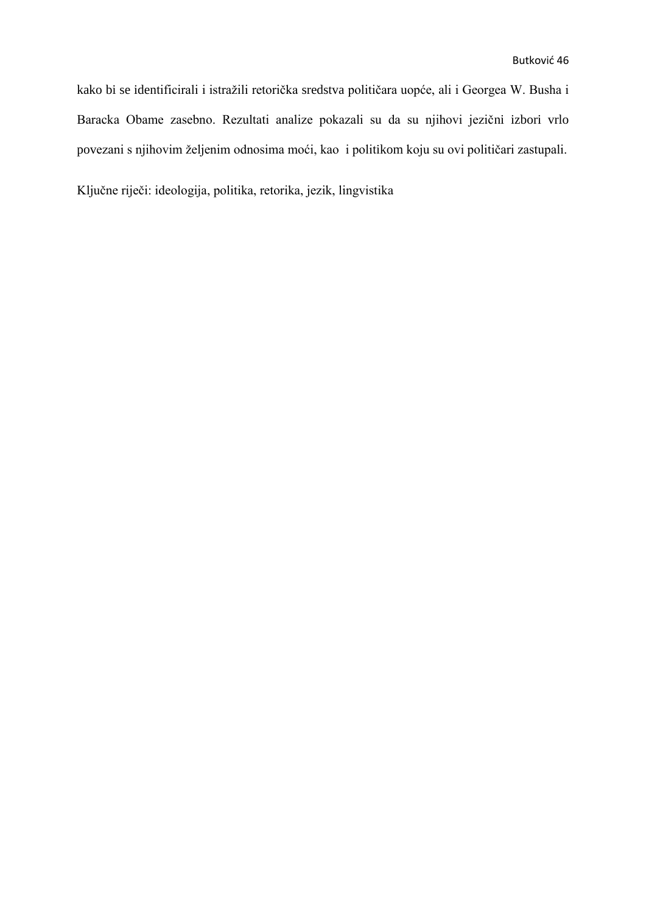kako bi se identificirali i istražili retorička sredstva političara uopće, ali i Georgea W. Busha i Baracka Obame zasebno. Rezultati analize pokazali su da su njihovi jezični izbori vrlo povezani s njihovim željenim odnosima moći, kao i politikom koju su ovi političari zastupali.

Ključne riječi: ideologija, politika, retorika, jezik, lingvistika